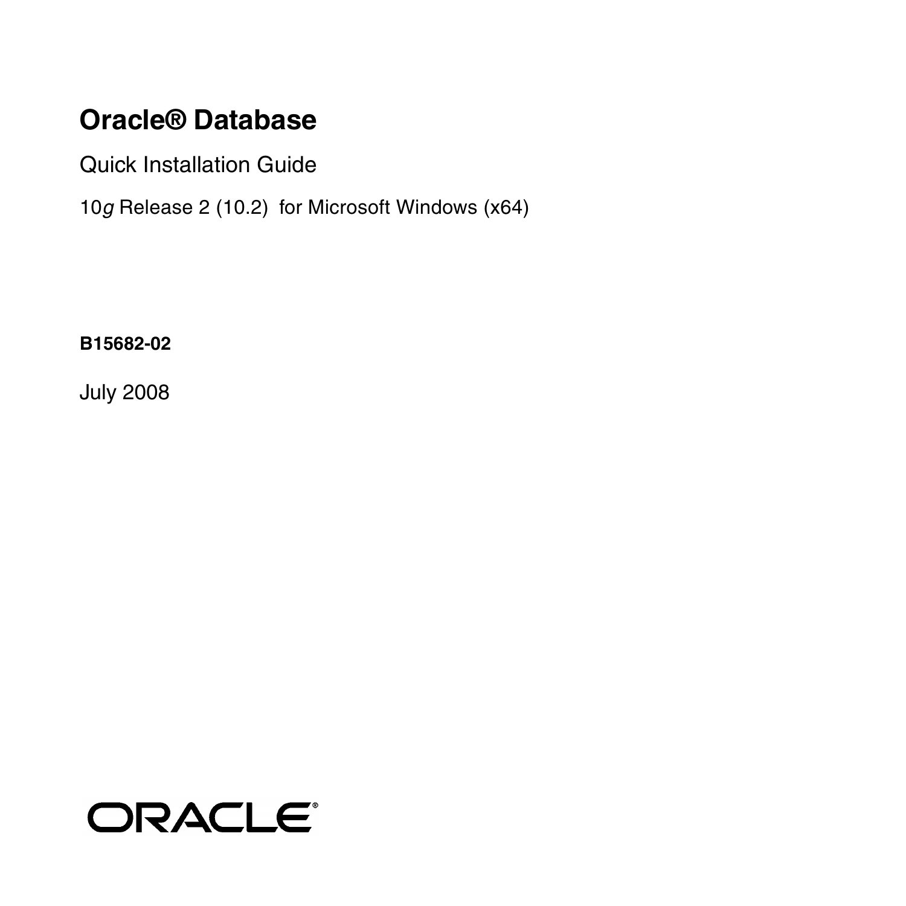# Oracle® Database

Quick Installation Guide

10*g* Release 2 (10.2) for Microsoft Windows (x64)

**B15682-02**

July 2008

ORACLE®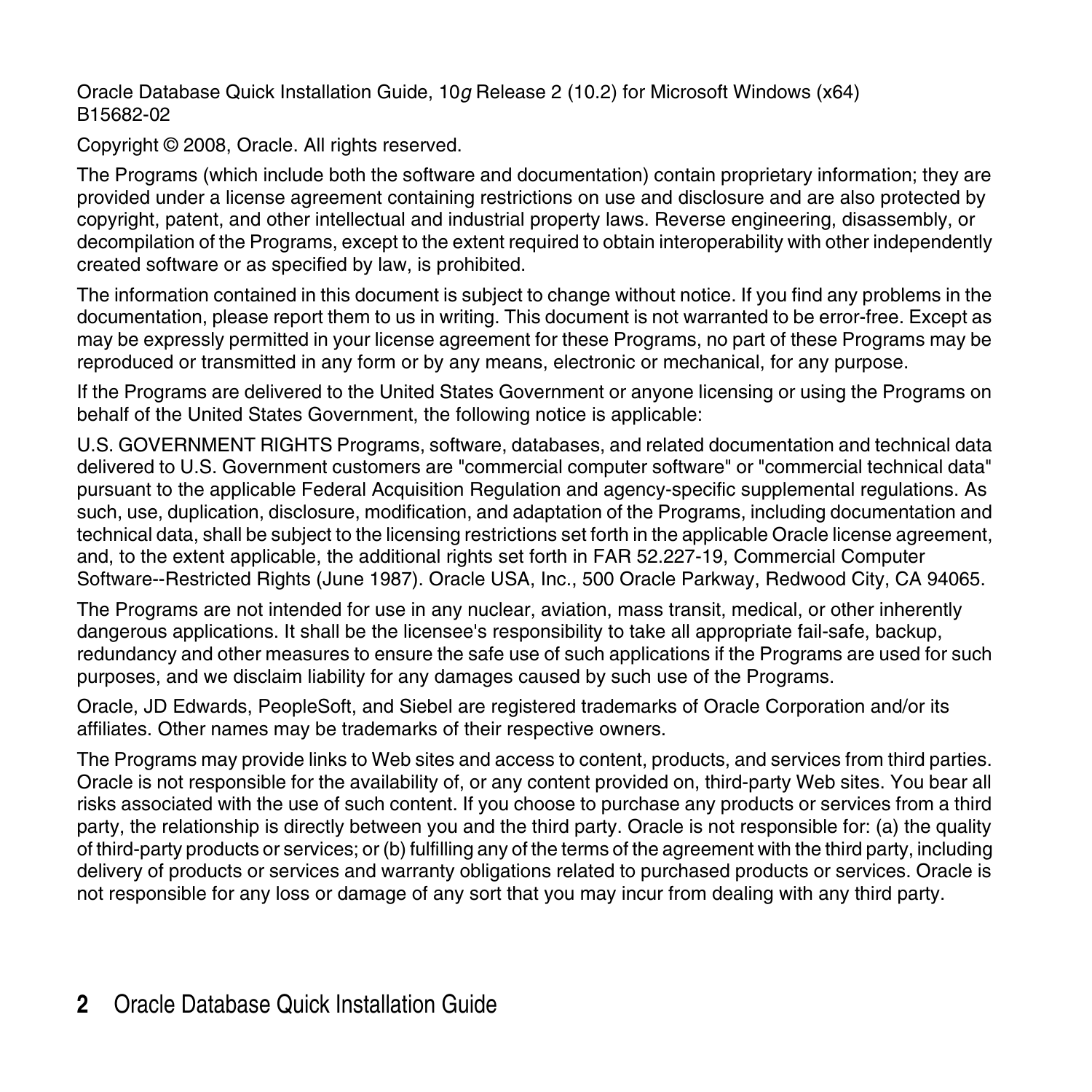Oracle Database Quick Installation Guide, 10*g* Release 2 (10.2) for Microsoft Windows (x64)
B15682-02

Copyright © 2008, Oracle. All rights reserved.

The Programs (which include both the software and documentation) contain proprietary information; they are provided under a license agreement containing restrictions on use and disclosure and are also protected by copyright, patent, and other intellectual and industrial property laws. Reverse engineering, disassembly, or decompilation of the Programs, except to the extent required to obtain interoperability with other independently created software or as specified by law, is prohibited.

The information contained in this document is subject to change without notice. If you find any problems in the documentation, please report them to us in writing. This document is not warranted to be error-free. Except as may be expressly permitted in your license agreement for these Programs, no part of these Programs may be reproduced or transmitted in any form or by any means, electronic or mechanical, for any purpose.

If the Programs are delivered to the United States Government or anyone licensing or using the Programs on behalf of the United States Government, the following notice is applicable:

U.S. GOVERNMENT RIGHTS Programs, software, databases, and related documentation and technical data delivered to U.S. Government customers are "commercial computer software" or "commercial technical data" pursuant to the applicable Federal Acquisition Regulation and agency-specific supplemental regulations. As such, use, duplication, disclosure, modification, and adaptation of the Programs, including documentation and technical data, shall be subject to the licensing restrictions set forth in the applicable Oracle license agreement, and, to the extent applicable, the additional rights set forth in FAR 52.227-19, Commercial Computer Software--Restricted Rights (June 1987). Oracle USA, Inc., 500 Oracle Parkway, Redwood City, CA 94065.

The Programs are not intended for use in any nuclear, aviation, mass transit, medical, or other inherently dangerous applications. It shall be the licensee's responsibility to take all appropriate fail-safe, backup, redundancy and other measures to ensure the safe use of such applications if the Programs are used for such purposes, and we disclaim liability for any damages caused by such use of the Programs.

Oracle, JD Edwards, PeopleSoft, and Siebel are registered trademarks of Oracle Corporation and/or its affiliates. Other names may be trademarks of their respective owners.

The Programs may provide links to Web sites and access to content, products, and services from third parties. Oracle is not responsible for the availability of, or any content provided on, third-party Web sites. You bear all risks associated with the use of such content. If you choose to purchase any products or services from a third party, the relationship is directly between you and the third party. Oracle is not responsible for: (a) the quality of third-party products or services; or (b) fulfilling any of the terms of the agreement with the third party, including delivery of products or services and warranty obligations related to purchased products or services. Oracle is not responsible for any loss or damage of any sort that you may incur from dealing with any third party.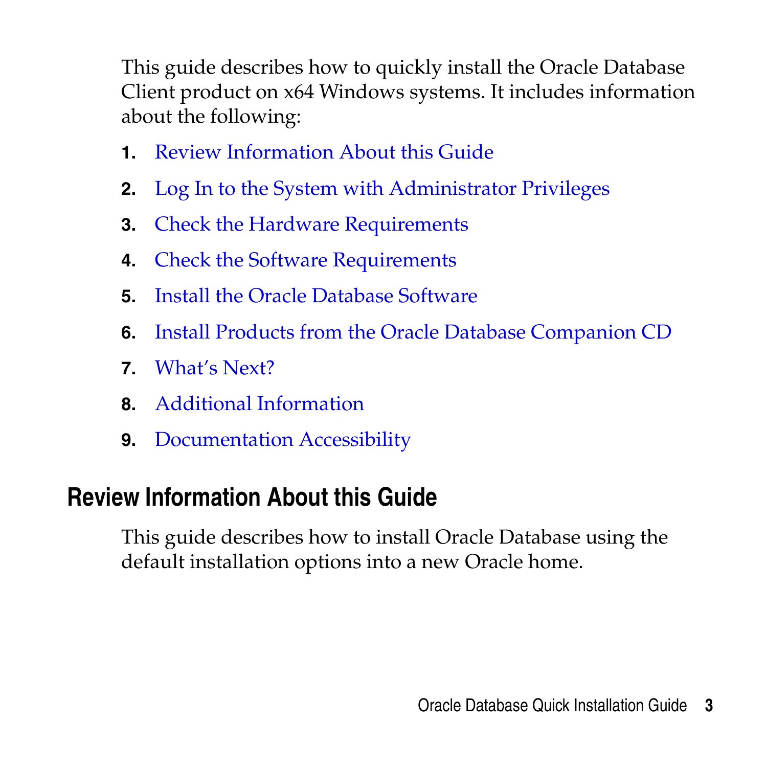This guide describes how to quickly install the Oracle Database Client product on x64 Windows systems. It includes information about the following:

1. Review Information About this Guide
2. Log In to the System with Administrator Privileges
3. Check the Hardware Requirements
4. Check the Software Requirements
5. Install the Oracle Database Software
6. Install Products from the Oracle Database Companion CD
7. What's Next?
8. Additional Information
9. Documentation Accessibility

## Review Information About this Guide

This guide describes how to install Oracle Database using the default installation options into a new Oracle home.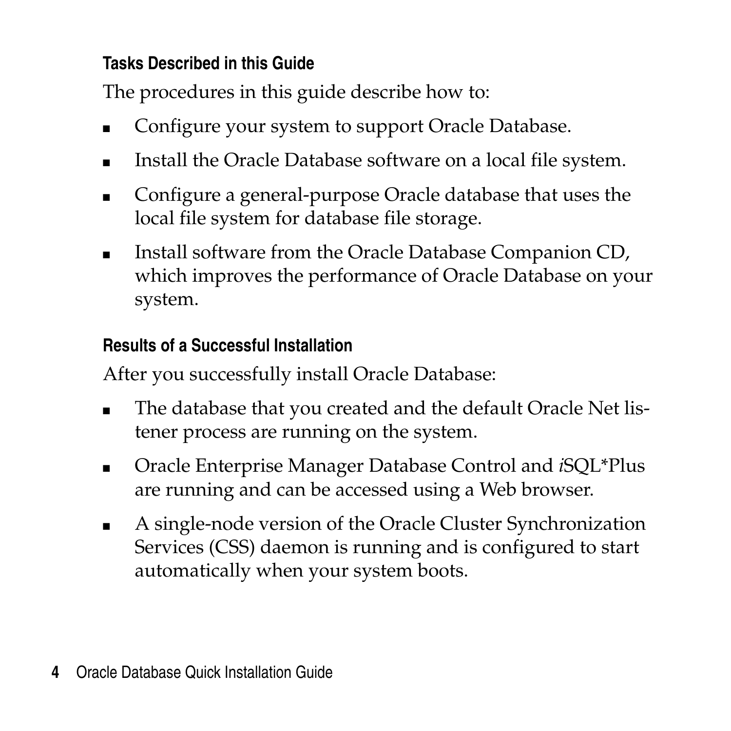### Tasks Described in this Guide

The procedures in this guide describe how to:

- Configure your system to support Oracle Database.
- Install the Oracle Database software on a local file system.
- Configure a general-purpose Oracle database that uses the local file system for database file storage.
- Install software from the Oracle Database Companion CD, which improves the performance of Oracle Database on your system.

### Results of a Successful Installation

After you successfully install Oracle Database:

- The database that you created and the default Oracle Net listener process are running on the system.
- Oracle Enterprise Manager Database Control and *i*SQL*Plus are running and can be accessed using a Web browser.
- A single-node version of the Oracle Cluster Synchronization Services (CSS) daemon is running and is configured to start automatically when your system boots.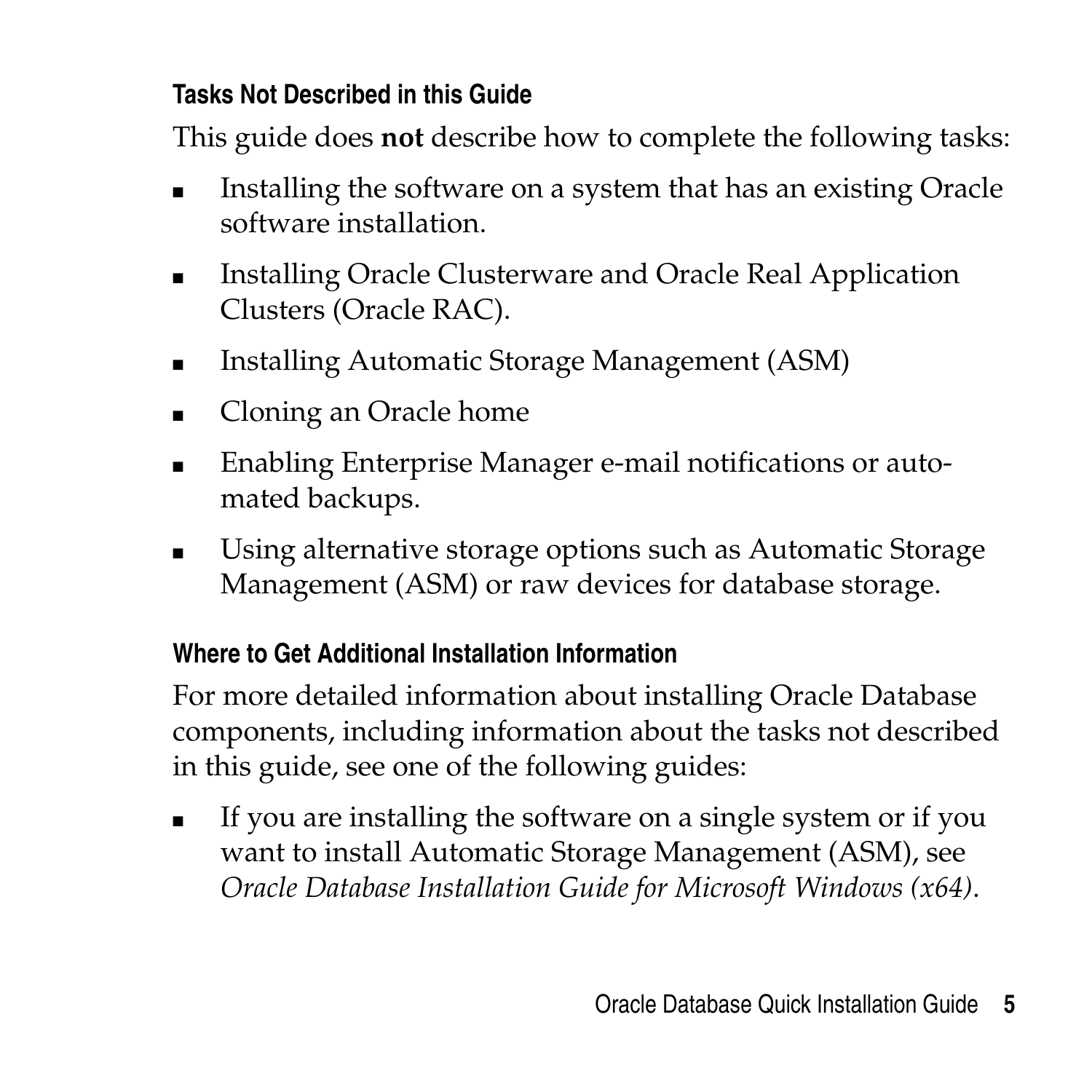### Tasks Not Described in this Guide

This guide does **not** describe how to complete the following tasks:

- Installing the software on a system that has an existing Oracle software installation.
- Installing Oracle Clusterware and Oracle Real Application Clusters (Oracle RAC).
- Installing Automatic Storage Management (ASM)
- Cloning an Oracle home
- Enabling Enterprise Manager e-mail notifications or automated backups.
- Using alternative storage options such as Automatic Storage Management (ASM) or raw devices for database storage.

### Where to Get Additional Installation Information

For more detailed information about installing Oracle Database components, including information about the tasks not described in this guide, see one of the following guides:

- If you are installing the software on a single system or if you want to install Automatic Storage Management (ASM), see *Oracle Database Installation Guide for Microsoft Windows (x64)*.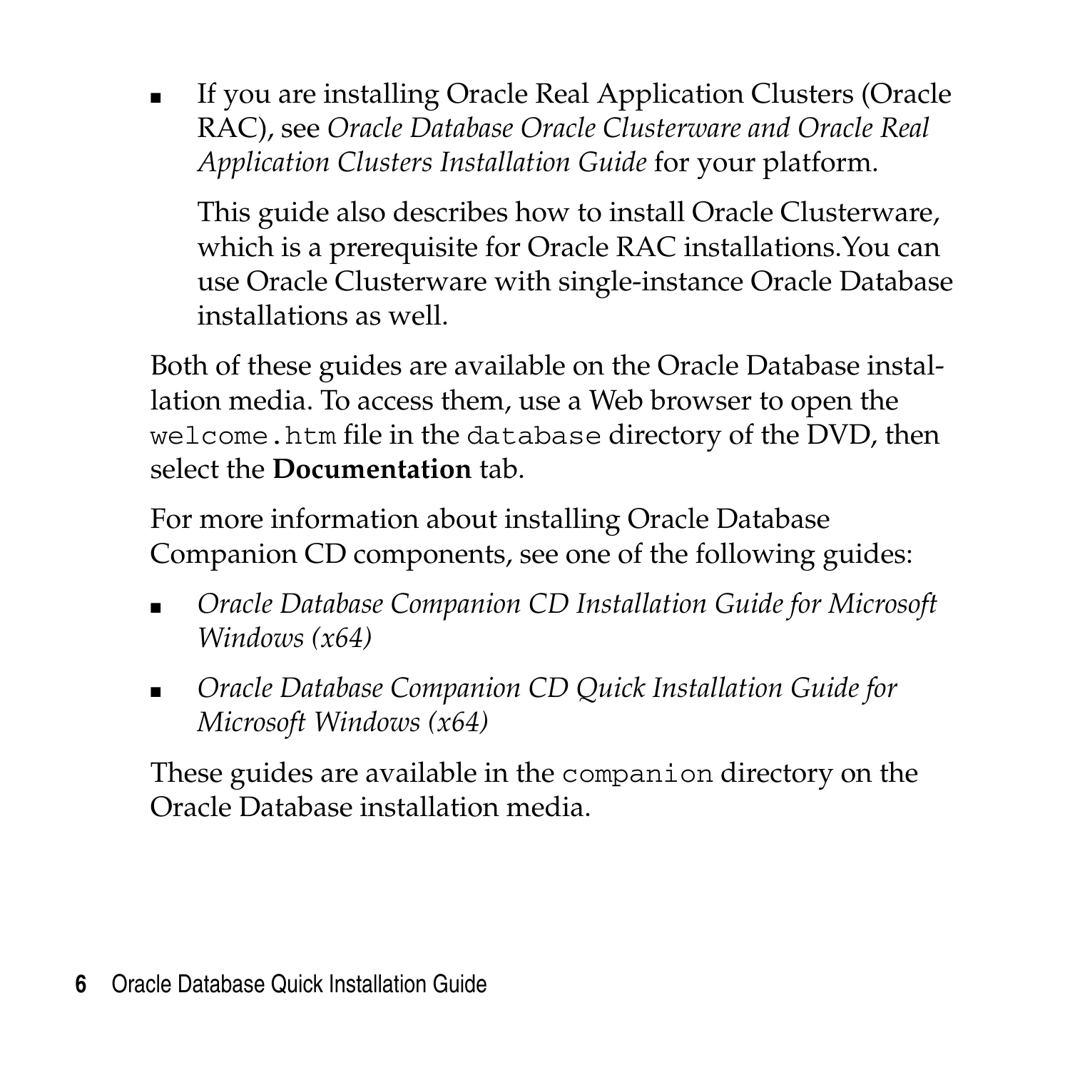- If you are installing Oracle Real Application Clusters (Oracle RAC), see *Oracle Database Oracle Clusterware and Oracle Real Application Clusters Installation Guide* for your platform.

  This guide also describes how to install Oracle Clusterware, which is a prerequisite for Oracle RAC installations.You can use Oracle Clusterware with single-instance Oracle Database installations as well.

Both of these guides are available on the Oracle Database installation media. To access them, use a Web browser to open the `welcome.htm` file in the `database` directory of the DVD, then select the **Documentation** tab.

For more information about installing Oracle Database Companion CD components, see one of the following guides:

- *Oracle Database Companion CD Installation Guide for Microsoft Windows (x64)*
- *Oracle Database Companion CD Quick Installation Guide for Microsoft Windows (x64)*

These guides are available in the `companion` directory on the Oracle Database installation media.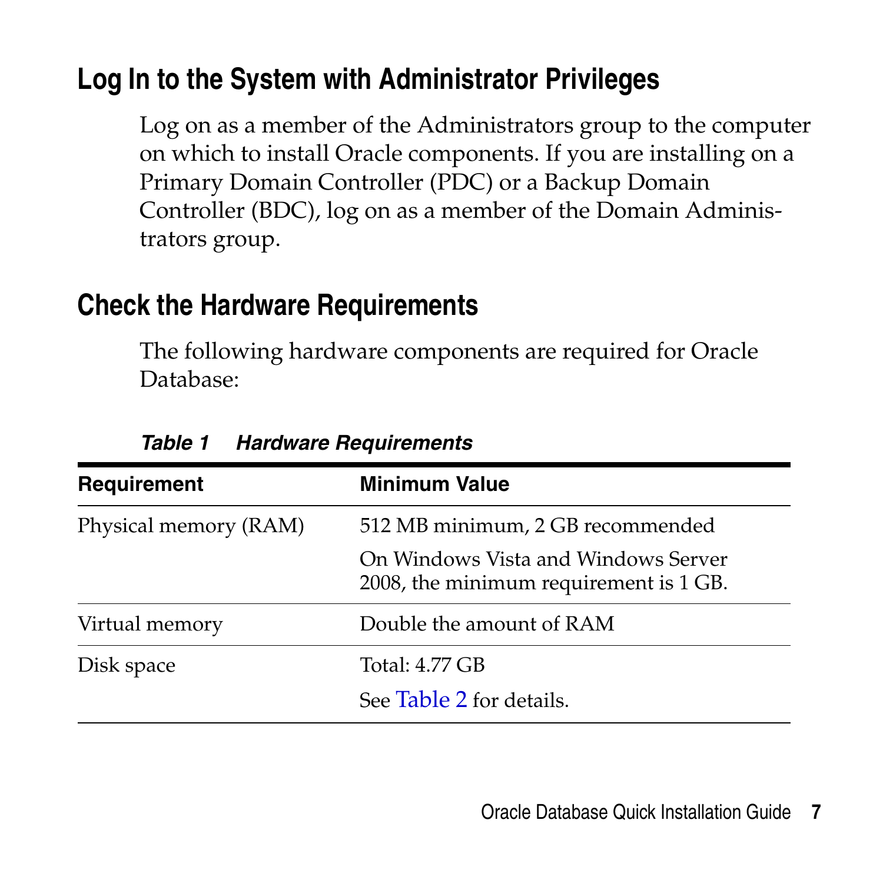## Log In to the System with Administrator Privileges

Log on as a member of the Administrators group to the computer on which to install Oracle components. If you are installing on a Primary Domain Controller (PDC) or a Backup Domain Controller (BDC), log on as a member of the Domain Administrators group.

## Check the Hardware Requirements

The following hardware components are required for Oracle Database:

***Table 1 Hardware Requirements***

| Requirement | Minimum Value |
|---|---|
| Physical memory (RAM) | 512 MB minimum, 2 GB recommended<br><br>On Windows Vista and Windows Server 2008, the minimum requirement is 1 GB. |
| Virtual memory | Double the amount of RAM |
| Disk space | Total: 4.77 GB<br><br>See Table 2 for details. |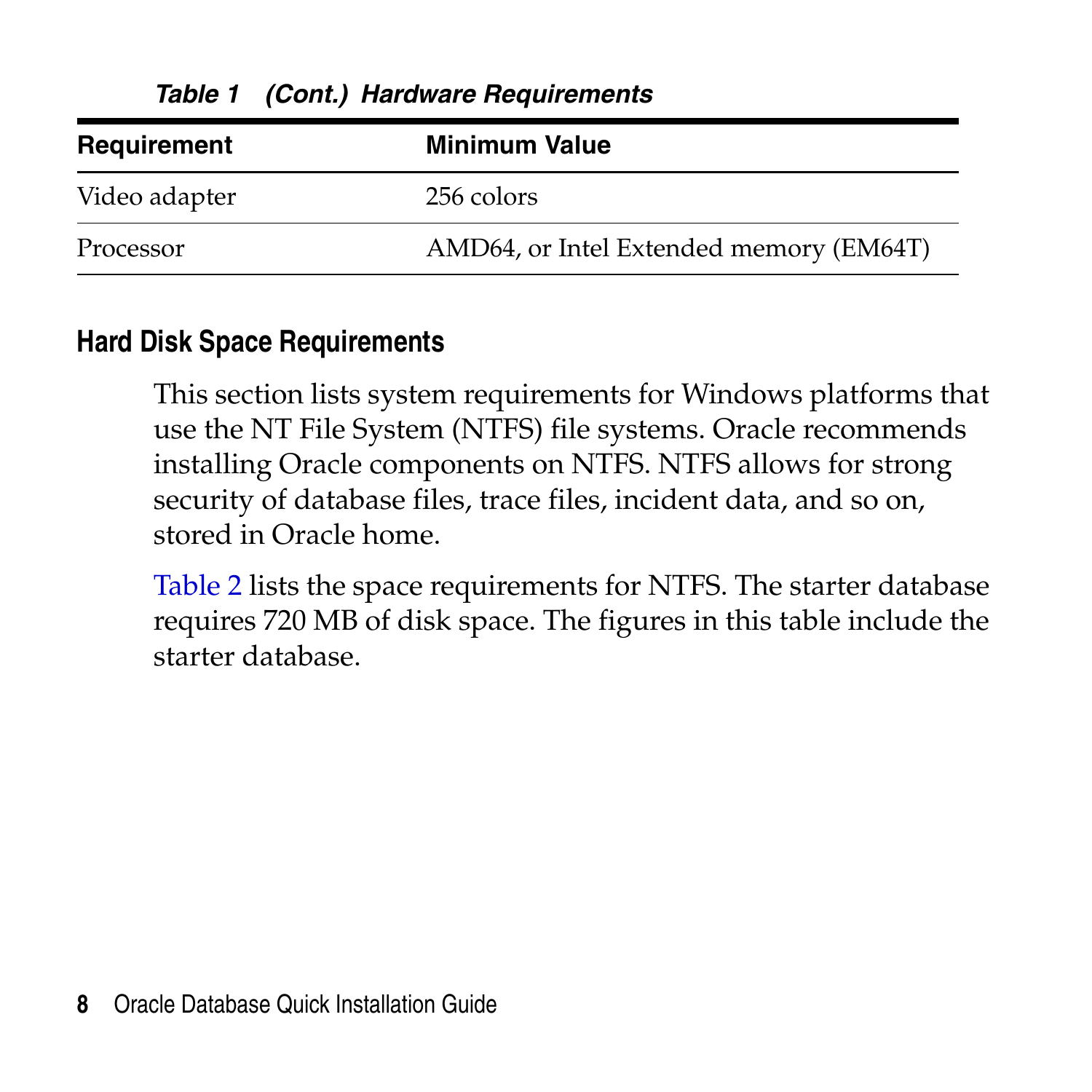*Table 1 (Cont.) Hardware Requirements*

| Requirement | Minimum Value |
| --- | --- |
| Video adapter | 256 colors |
| Processor | AMD64, or Intel Extended memory (EM64T) |

## Hard Disk Space Requirements

This section lists system requirements for Windows platforms that use the NT File System (NTFS) file systems. Oracle recommends installing Oracle components on NTFS. NTFS allows for strong security of database files, trace files, incident data, and so on, stored in Oracle home.

Table 2 lists the space requirements for NTFS. The starter database requires 720 MB of disk space. The figures in this table include the starter database.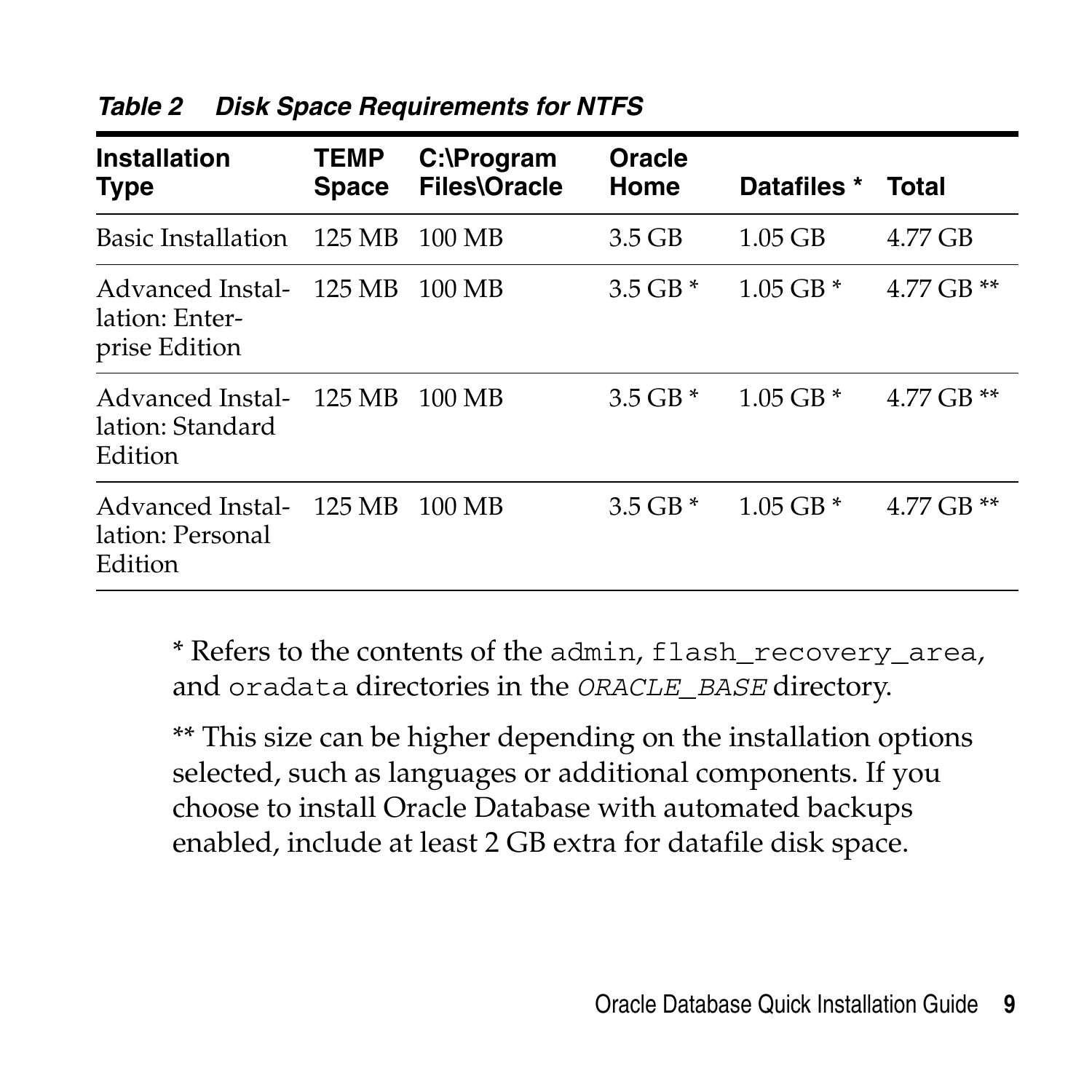*Table 2 Disk Space Requirements for NTFS*

| Installation Type | TEMP Space | C:\Program Files\Oracle | Oracle Home | Datafiles * | Total |
|---|---|---|---|---|---|
| Basic Installation | 125 MB | 100 MB | 3.5 GB | 1.05 GB | 4.77 GB |
| Advanced Installation: Enterprise Edition | 125 MB | 100 MB | 3.5 GB * | 1.05 GB * | 4.77 GB ** |
| Advanced Installation: Standard Edition | 125 MB | 100 MB | 3.5 GB * | 1.05 GB * | 4.77 GB ** |
| Advanced Installation: Personal Edition | 125 MB | 100 MB | 3.5 GB * | 1.05 GB * | 4.77 GB ** |

* Refers to the contents of the `admin`, `flash_recovery_area`, and `oradata` directories in the *`ORACLE_BASE`* directory.

** This size can be higher depending on the installation options selected, such as languages or additional components. If you choose to install Oracle Database with automated backups enabled, include at least 2 GB extra for datafile disk space.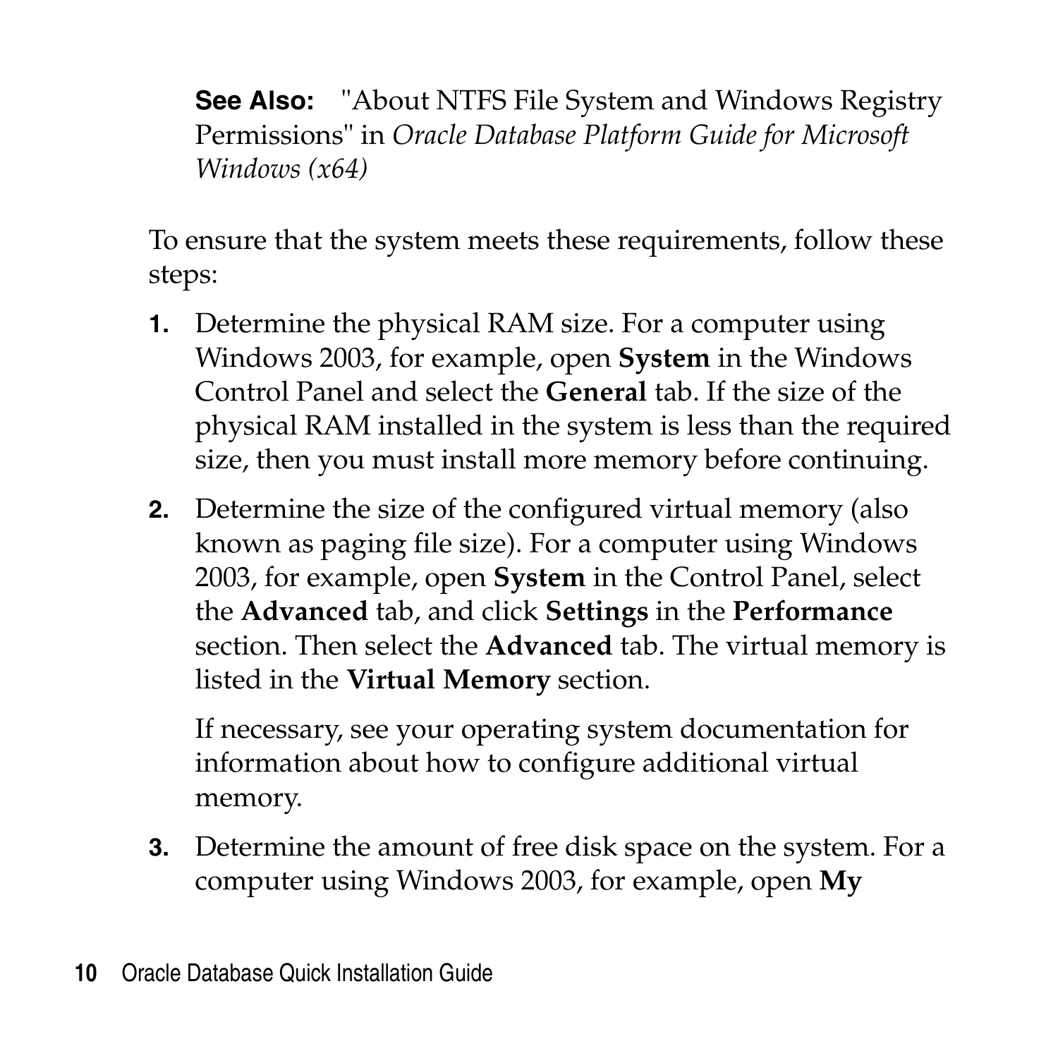**See Also:** "About NTFS File System and Windows Registry Permissions" in *Oracle Database Platform Guide for Microsoft Windows (x64)*

To ensure that the system meets these requirements, follow these steps:

1. Determine the physical RAM size. For a computer using Windows 2003, for example, open **System** in the Windows Control Panel and select the **General** tab. If the size of the physical RAM installed in the system is less than the required size, then you must install more memory before continuing.
2. Determine the size of the configured virtual memory (also known as paging file size). For a computer using Windows 2003, for example, open **System** in the Control Panel, select the **Advanced** tab, and click **Settings** in the **Performance** section. Then select the **Advanced** tab. The virtual memory is listed in the **Virtual Memory** section.

   If necessary, see your operating system documentation for information about how to configure additional virtual memory.
3. Determine the amount of free disk space on the system. For a computer using Windows 2003, for example, open **My**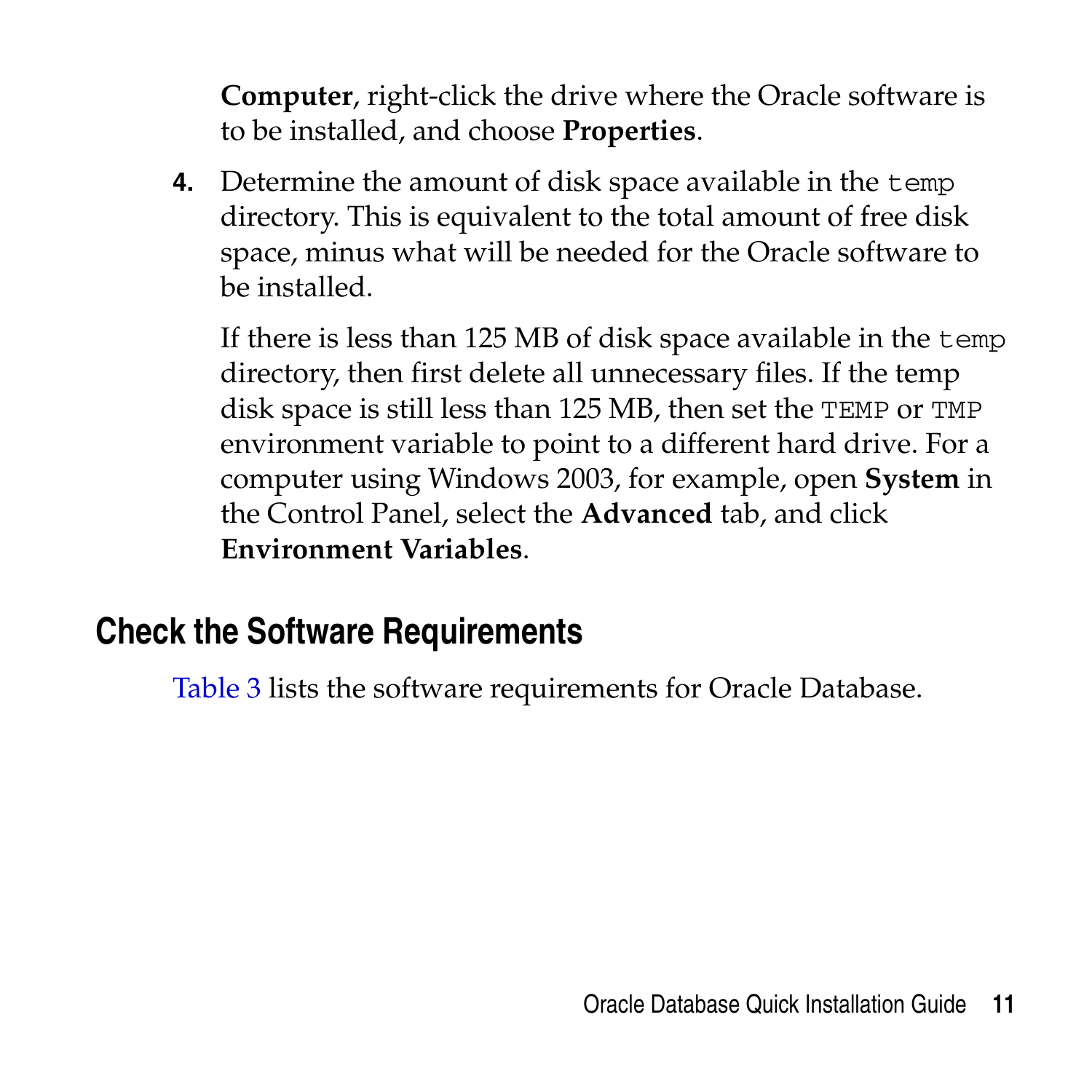**Computer**, right-click the drive where the Oracle software is to be installed, and choose **Properties**.

4. Determine the amount of disk space available in the `temp` directory. This is equivalent to the total amount of free disk space, minus what will be needed for the Oracle software to be installed.

   If there is less than 125 MB of disk space available in the `temp` directory, then first delete all unnecessary files. If the temp disk space is still less than 125 MB, then set the `TEMP` or `TMP` environment variable to point to a different hard drive. For a computer using Windows 2003, for example, open **System** in the Control Panel, select the **Advanced** tab, and click **Environment Variables**.

## Check the Software Requirements

Table 3 lists the software requirements for Oracle Database.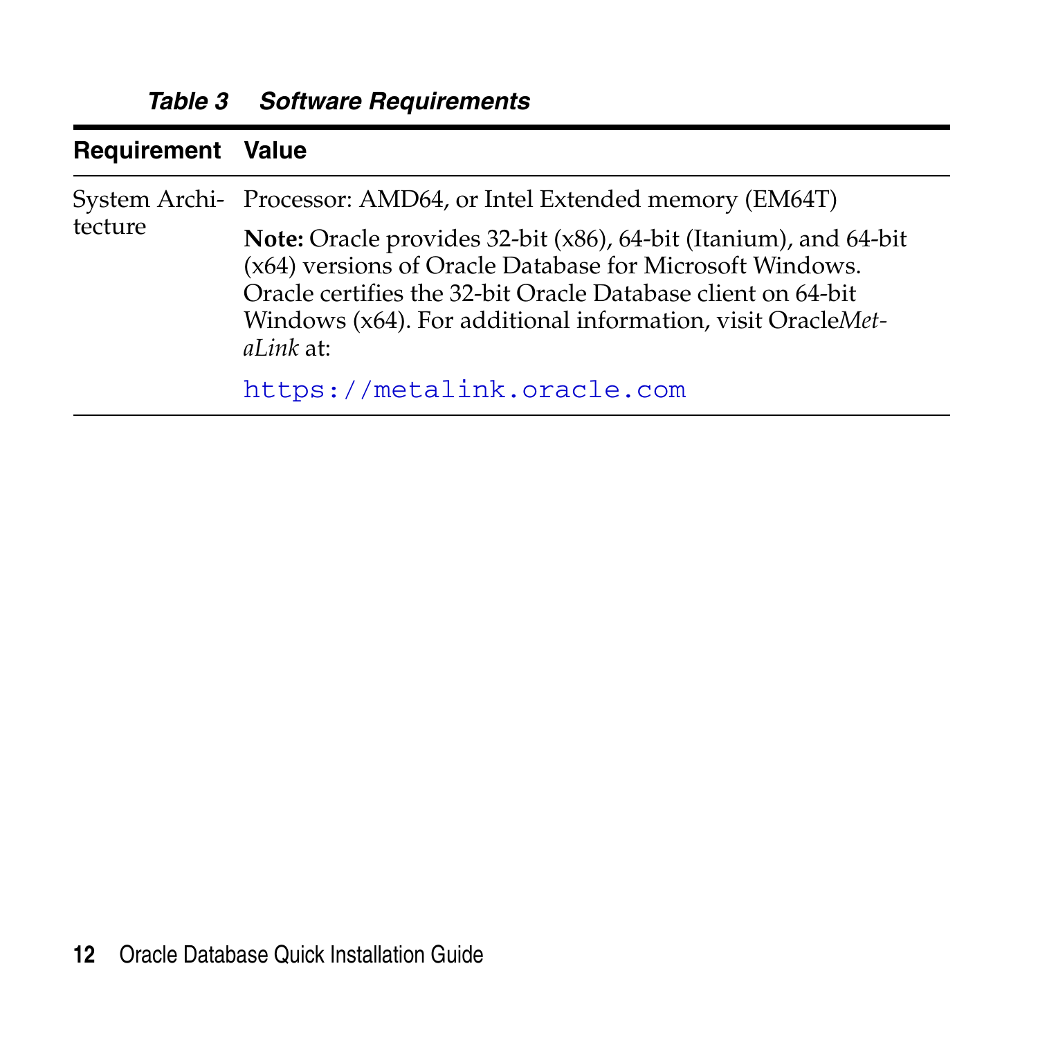*Table 3 Software Requirements*

| Requirement | Value |
|---|---|
| System Architecture | Processor: AMD64, or Intel Extended memory (EM64T)<br><br>**Note:** Oracle provides 32-bit (x86), 64-bit (Itanium), and 64-bit (x64) versions of Oracle Database for Microsoft Windows. Oracle certifies the 32-bit Oracle Database client on 64-bit Windows (x64). For additional information, visit Oracle*MetaLink* at:<br><br>`https://metalink.oracle.com` |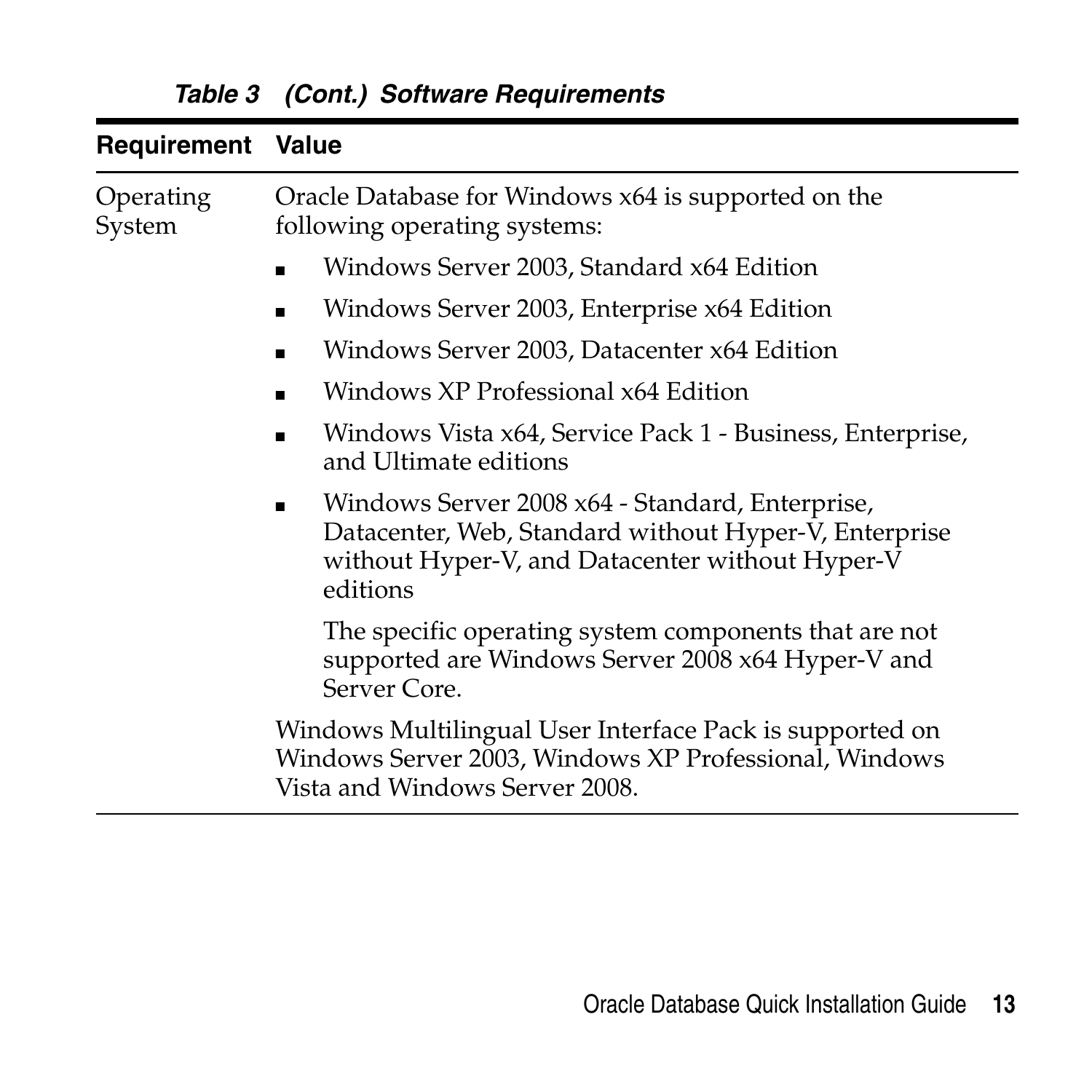*Table 3 (Cont.) Software Requirements*

| Requirement | Value |
|---|---|
| Operating System | Oracle Database for Windows x64 is supported on the following operating systems:<br>▪ Windows Server 2003, Standard x64 Edition<br>▪ Windows Server 2003, Enterprise x64 Edition<br>▪ Windows Server 2003, Datacenter x64 Edition<br>▪ Windows XP Professional x64 Edition<br>▪ Windows Vista x64, Service Pack 1 - Business, Enterprise, and Ultimate editions<br>▪ Windows Server 2008 x64 - Standard, Enterprise, Datacenter, Web, Standard without Hyper-V, Enterprise without Hyper-V, and Datacenter without Hyper-V editions<br>The specific operating system components that are not supported are Windows Server 2008 x64 Hyper-V and Server Core.<br>Windows Multilingual User Interface Pack is supported on Windows Server 2003, Windows XP Professional, Windows Vista and Windows Server 2008. |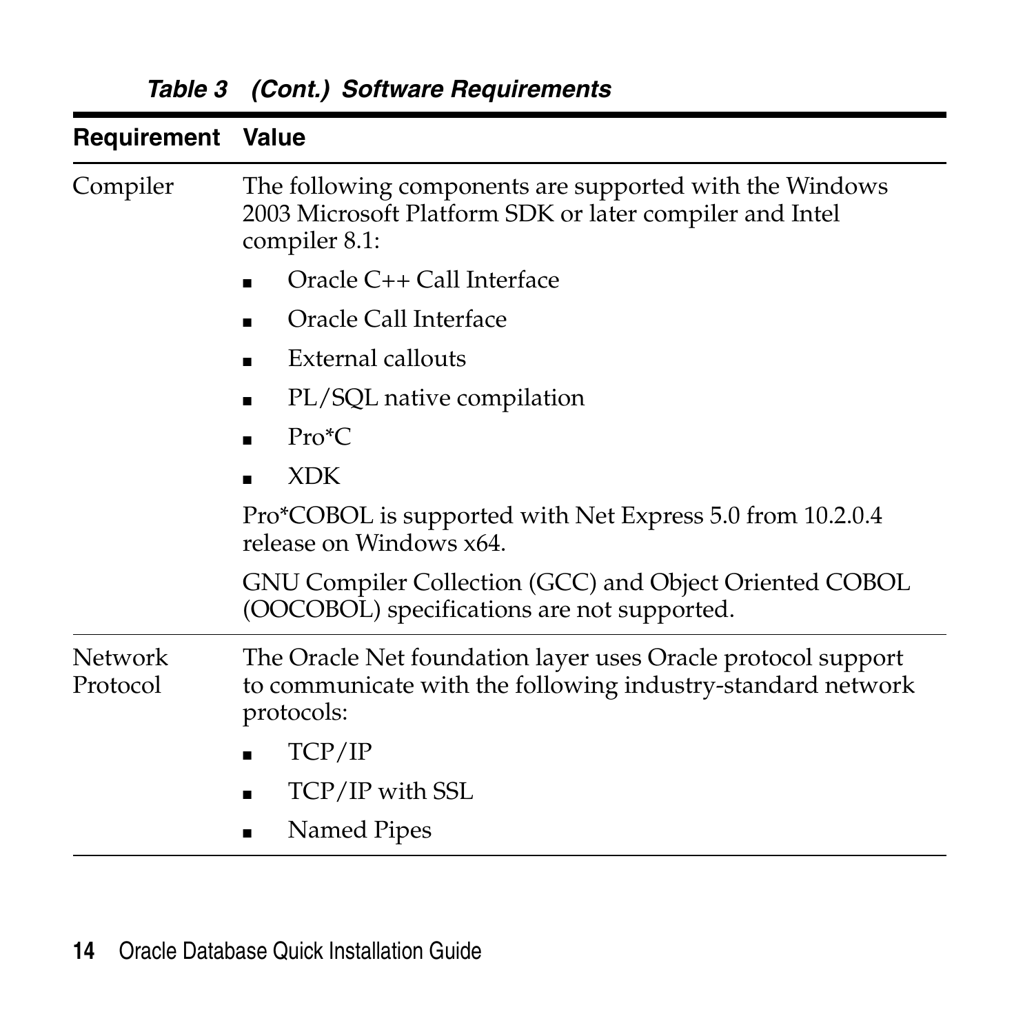*Table 3 (Cont.) Software Requirements*

| Requirement | Value |
|---|---|
| Compiler | The following components are supported with the Windows 2003 Microsoft Platform SDK or later compiler and Intel compiler 8.1:<br>■ Oracle C++ Call Interface<br>■ Oracle Call Interface<br>■ External callouts<br>■ PL/SQL native compilation<br>■ Pro*C<br>■ XDK<br>Pro*COBOL is supported with Net Express 5.0 from 10.2.0.4 release on Windows x64.<br>GNU Compiler Collection (GCC) and Object Oriented COBOL (OOCOBOL) specifications are not supported. |
| Network Protocol | The Oracle Net foundation layer uses Oracle protocol support to communicate with the following industry-standard network protocols:<br>■ TCP/IP<br>■ TCP/IP with SSL<br>■ Named Pipes |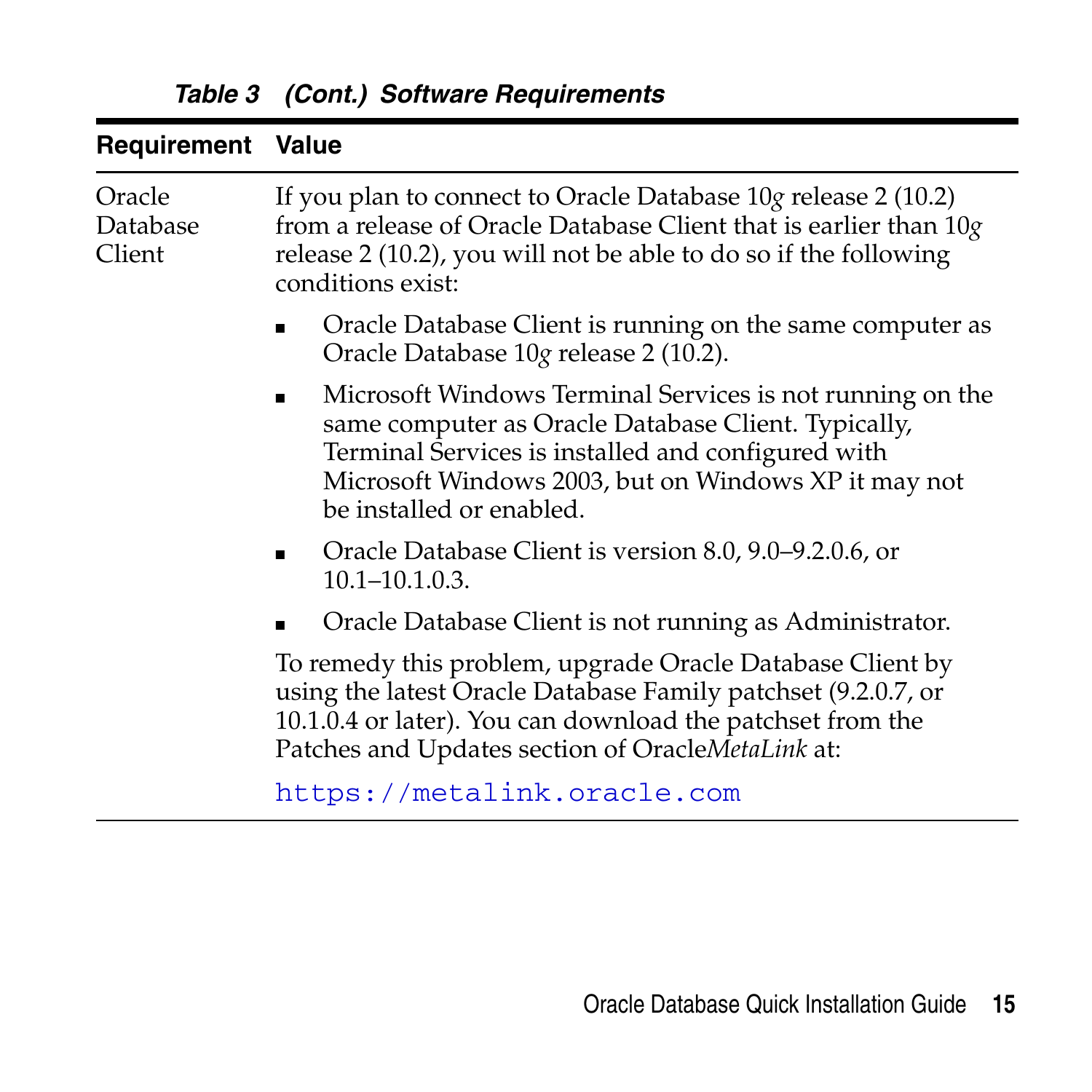*Table 3 (Cont.) Software Requirements*

| Requirement | Value |
|---|---|
| Oracle Database Client | If you plan to connect to Oracle Database 10*g* release 2 (10.2) from a release of Oracle Database Client that is earlier than 10*g* release 2 (10.2), you will not be able to do so if the following conditions exist:<br>▪ Oracle Database Client is running on the same computer as Oracle Database 10*g* release 2 (10.2).<br>▪ Microsoft Windows Terminal Services is not running on the same computer as Oracle Database Client. Typically, Terminal Services is installed and configured with Microsoft Windows 2003, but on Windows XP it may not be installed or enabled.<br>▪ Oracle Database Client is version 8.0, 9.0–9.2.0.6, or 10.1–10.1.0.3.<br>▪ Oracle Database Client is not running as Administrator.<br>To remedy this problem, upgrade Oracle Database Client by using the latest Oracle Database Family patchset (9.2.0.7, or 10.1.0.4 or later). You can download the patchset from the Patches and Updates section of Oracle*MetaLink* at:<br>`https://metalink.oracle.com` |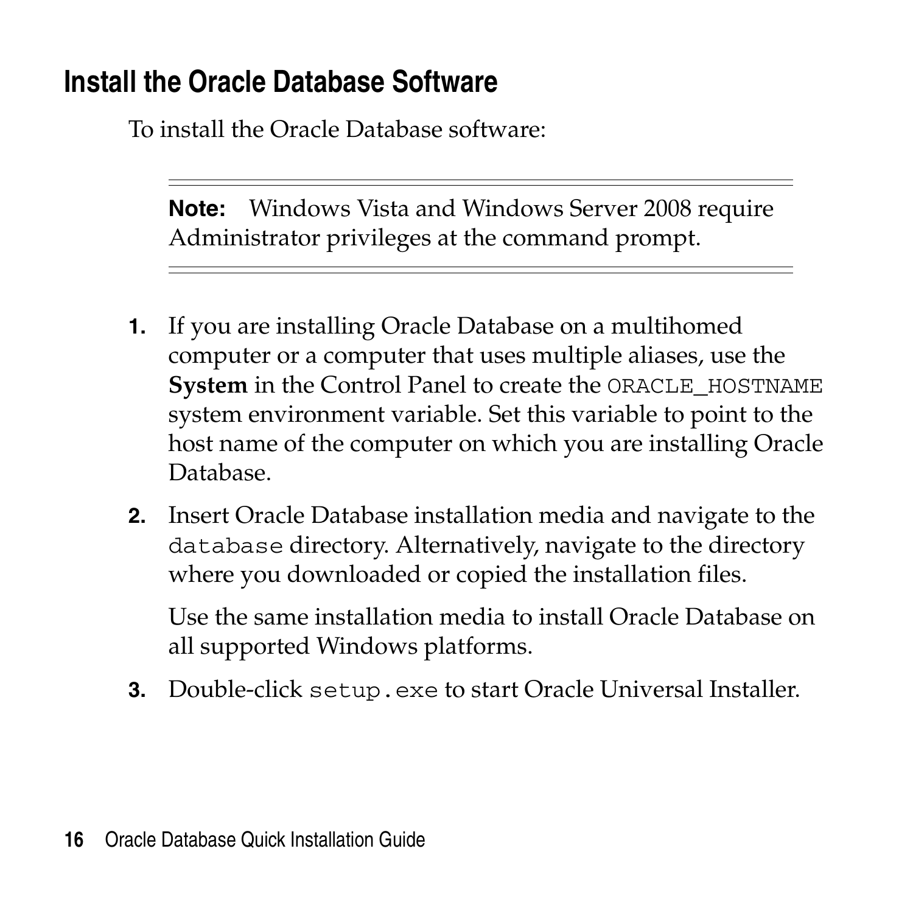## Install the Oracle Database Software

To install the Oracle Database software:

---

**Note:** Windows Vista and Windows Server 2008 require Administrator privileges at the command prompt.

---

1. If you are installing Oracle Database on a multihomed computer or a computer that uses multiple aliases, use the **System** in the Control Panel to create the `ORACLE_HOSTNAME` system environment variable. Set this variable to point to the host name of the computer on which you are installing Oracle Database.
2. Insert Oracle Database installation media and navigate to the `database` directory. Alternatively, navigate to the directory where you downloaded or copied the installation files.

   Use the same installation media to install Oracle Database on all supported Windows platforms.
3. Double-click `setup.exe` to start Oracle Universal Installer.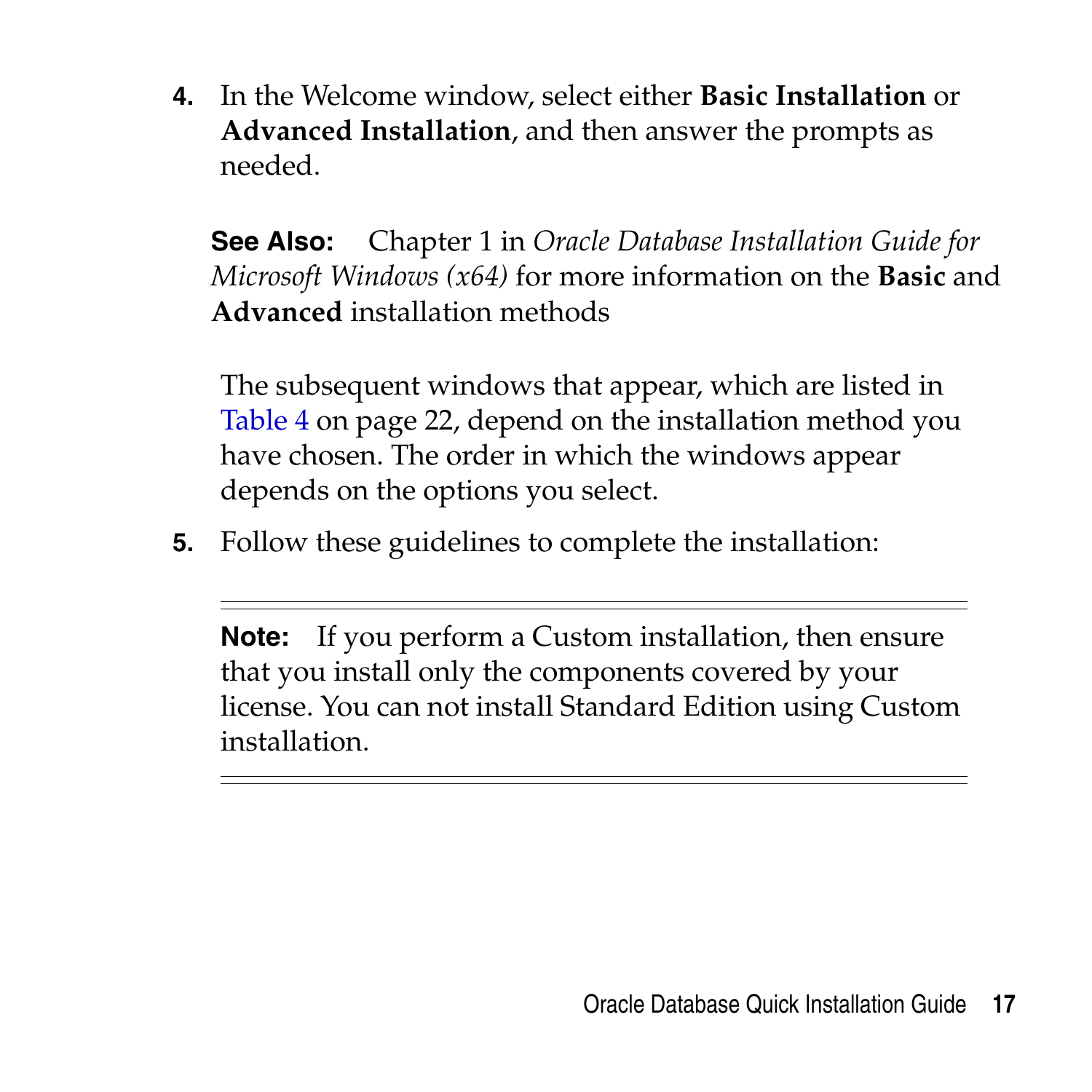4. In the Welcome window, select either **Basic Installation** or **Advanced Installation**, and then answer the prompts as needed.

   **See Also:** Chapter 1 in *Oracle Database Installation Guide for Microsoft Windows (x64)* for more information on the **Basic** and **Advanced** installation methods

   The subsequent windows that appear, which are listed in Table 4 on page 22, depend on the installation method you have chosen. The order in which the windows appear depends on the options you select.

5. Follow these guidelines to complete the installation:

---

**Note:** If you perform a Custom installation, then ensure that you install only the components covered by your license. You can not install Standard Edition using Custom installation.

---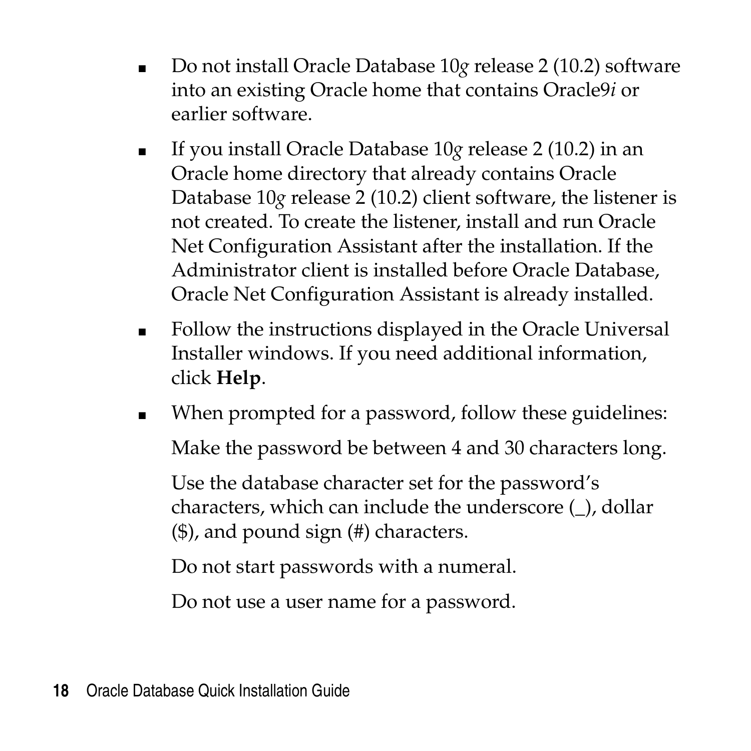- Do not install Oracle Database 10*g* release 2 (10.2) software into an existing Oracle home that contains Oracle9*i* or earlier software.
- If you install Oracle Database 10*g* release 2 (10.2) in an Oracle home directory that already contains Oracle Database 10*g* release 2 (10.2) client software, the listener is not created. To create the listener, install and run Oracle Net Configuration Assistant after the installation. If the Administrator client is installed before Oracle Database, Oracle Net Configuration Assistant is already installed.
- Follow the instructions displayed in the Oracle Universal Installer windows. If you need additional information, click **Help**.
- When prompted for a password, follow these guidelines:

  Make the password be between 4 and 30 characters long.

  Use the database character set for the password's characters, which can include the underscore (_), dollar ($), and pound sign (#) characters.

  Do not start passwords with a numeral.

  Do not use a user name for a password.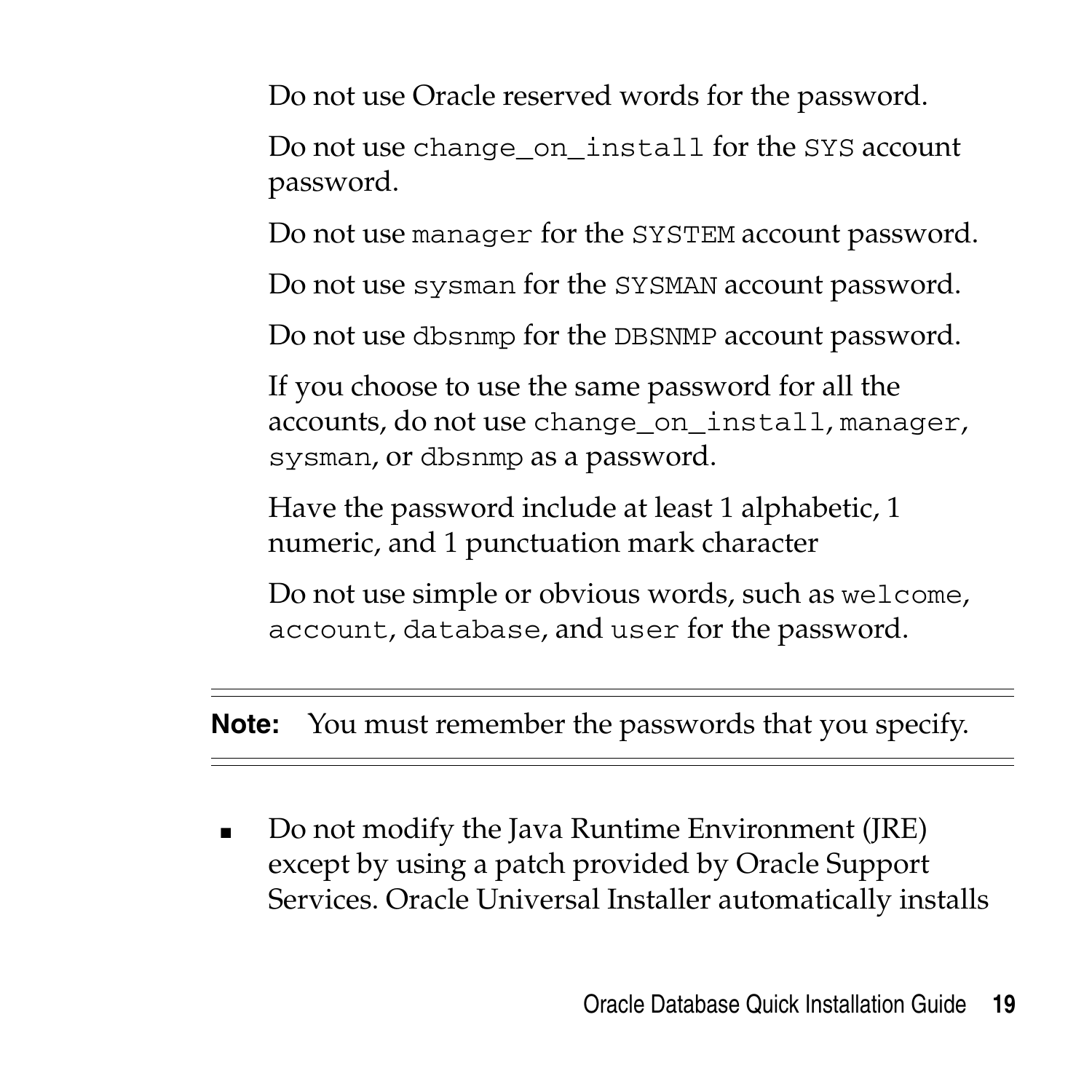Do not use Oracle reserved words for the password.

Do not use `change_on_install` for the `SYS` account password.

Do not use `manager` for the `SYSTEM` account password.

Do not use `sysman` for the `SYSMAN` account password.

Do not use `dbsnmp` for the `DBSNMP` account password.

If you choose to use the same password for all the accounts, do not use `change_on_install`, `manager`, `sysman`, or `dbsnmp` as a password.

Have the password include at least 1 alphabetic, 1 numeric, and 1 punctuation mark character

Do not use simple or obvious words, such as `welcome`, `account`, `database`, and `user` for the password.

---

**Note:** You must remember the passwords that you specify.

---

- Do not modify the Java Runtime Environment (JRE) except by using a patch provided by Oracle Support Services. Oracle Universal Installer automatically installs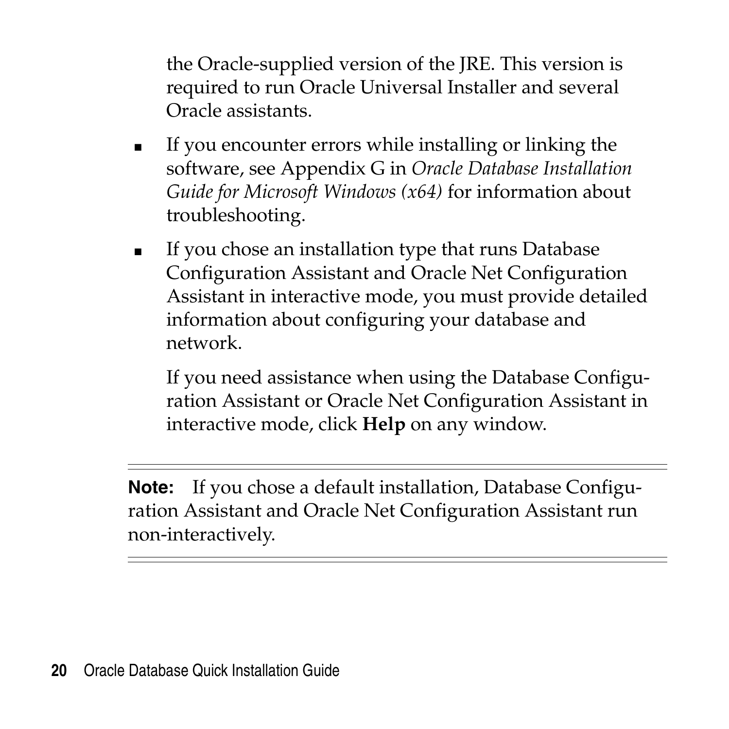the Oracle-supplied version of the JRE. This version is required to run Oracle Universal Installer and several Oracle assistants.

- If you encounter errors while installing or linking the software, see Appendix G in *Oracle Database Installation Guide for Microsoft Windows (x64)* for information about troubleshooting.
- If you chose an installation type that runs Database Configuration Assistant and Oracle Net Configuration Assistant in interactive mode, you must provide detailed information about configuring your database and network.

  If you need assistance when using the Database Configuration Assistant or Oracle Net Configuration Assistant in interactive mode, click **Help** on any window.

---

**Note:** If you chose a default installation, Database Configuration Assistant and Oracle Net Configuration Assistant run non-interactively.

---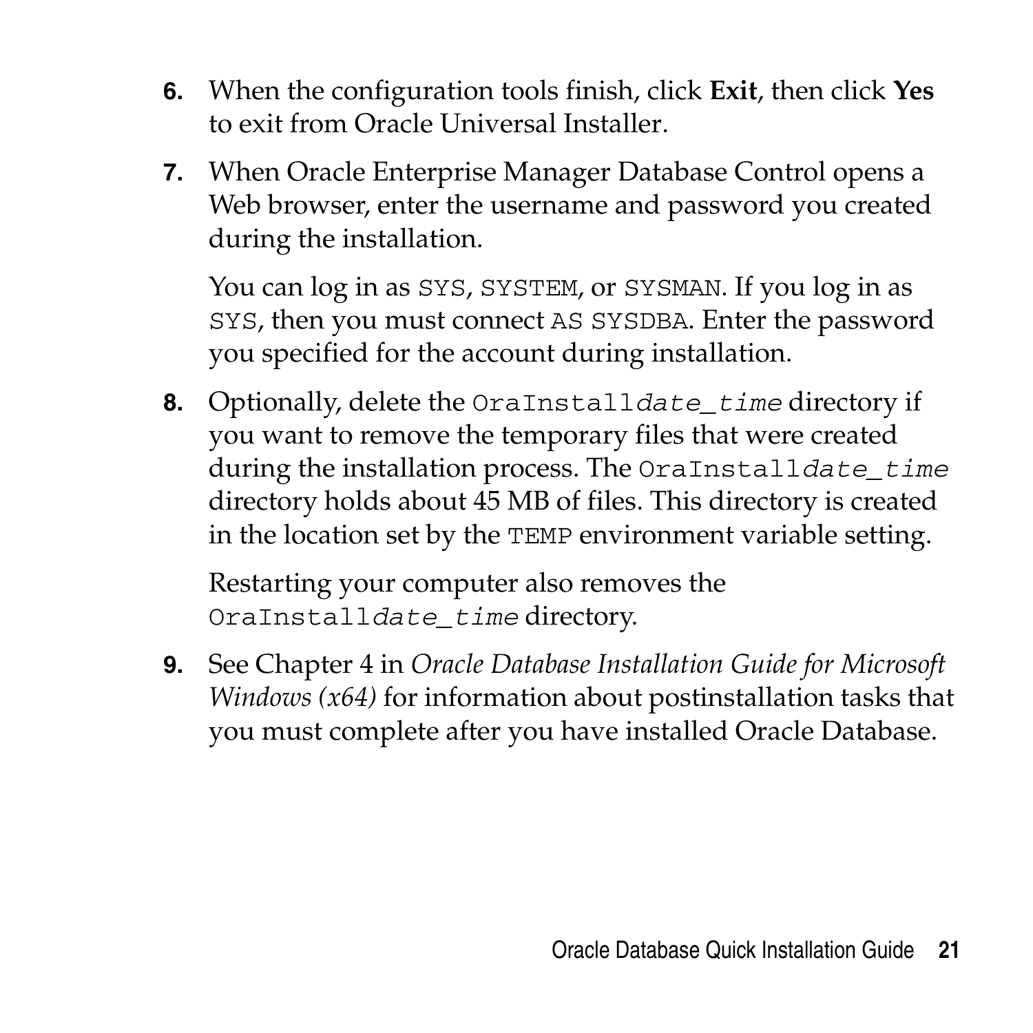6. When the configuration tools finish, click **Exit**, then click **Yes** to exit from Oracle Universal Installer.

7. When Oracle Enterprise Manager Database Control opens a Web browser, enter the username and password you created during the installation.

   You can log in as `SYS`, `SYSTEM`, or `SYSMAN`. If you log in as `SYS`, then you must connect `AS SYSDBA`. Enter the password you specified for the account during installation.

8. Optionally, delete the `OraInstall`*`date_time`* directory if you want to remove the temporary files that were created during the installation process. The `OraInstall`*`date_time`* directory holds about 45 MB of files. This directory is created in the location set by the `TEMP` environment variable setting.

   Restarting your computer also removes the `OraInstall`*`date_time`* directory.

9. See Chapter 4 in *Oracle Database Installation Guide for Microsoft Windows (x64)* for information about postinstallation tasks that you must complete after you have installed Oracle Database.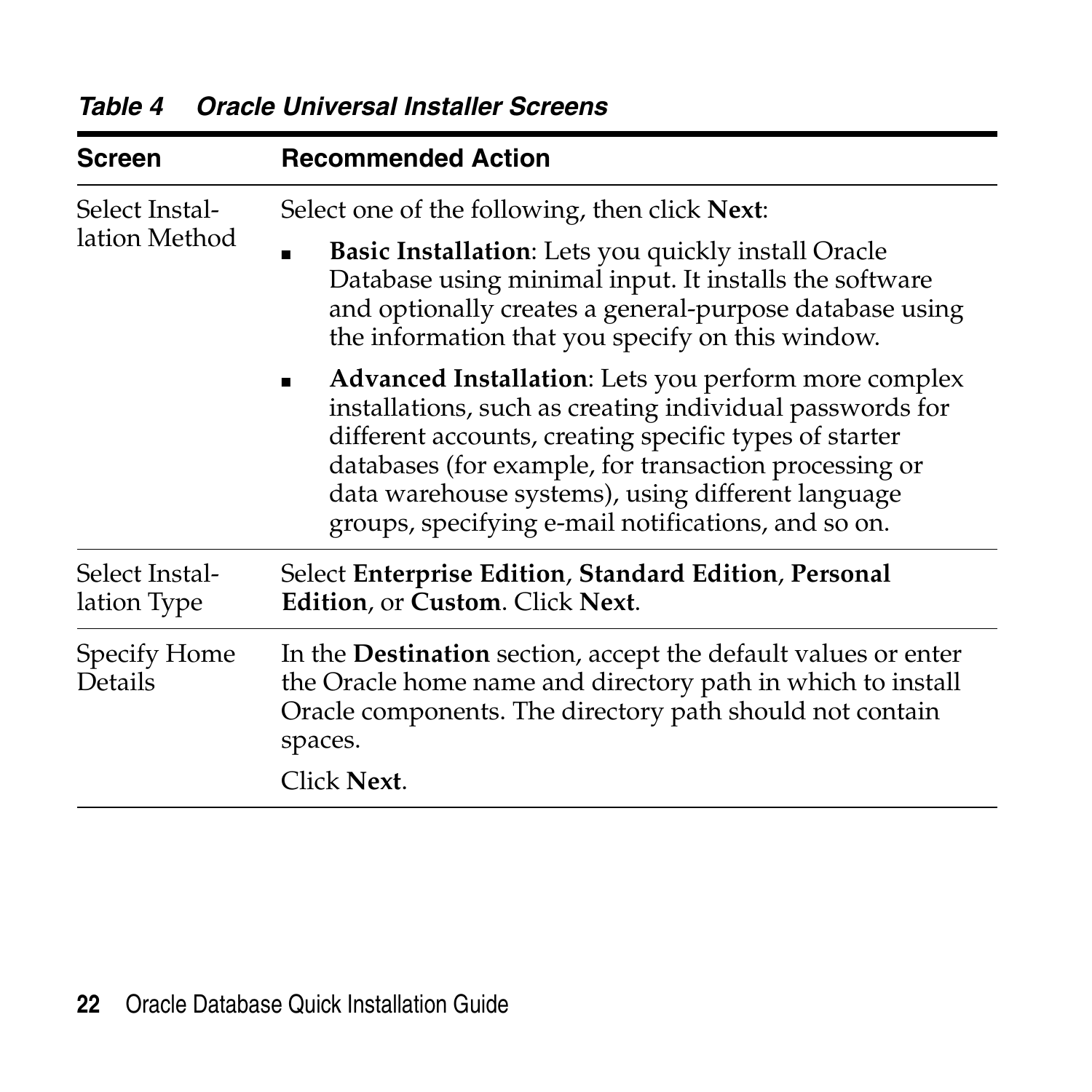*Table 4 Oracle Universal Installer Screens*

| Screen | Recommended Action |
|---|---|
| Select Installation Method | Select one of the following, then click **Next**:<br>▪ **Basic Installation**: Lets you quickly install Oracle Database using minimal input. It installs the software and optionally creates a general-purpose database using the information that you specify on this window.<br>▪ **Advanced Installation**: Lets you perform more complex installations, such as creating individual passwords for different accounts, creating specific types of starter databases (for example, for transaction processing or data warehouse systems), using different language groups, specifying e-mail notifications, and so on. |
| Select Installation Type | Select **Enterprise Edition**, **Standard Edition**, **Personal Edition**, or **Custom**. Click **Next**. |
| Specify Home Details | In the **Destination** section, accept the default values or enter the Oracle home name and directory path in which to install Oracle components. The directory path should not contain spaces.<br>Click **Next**. |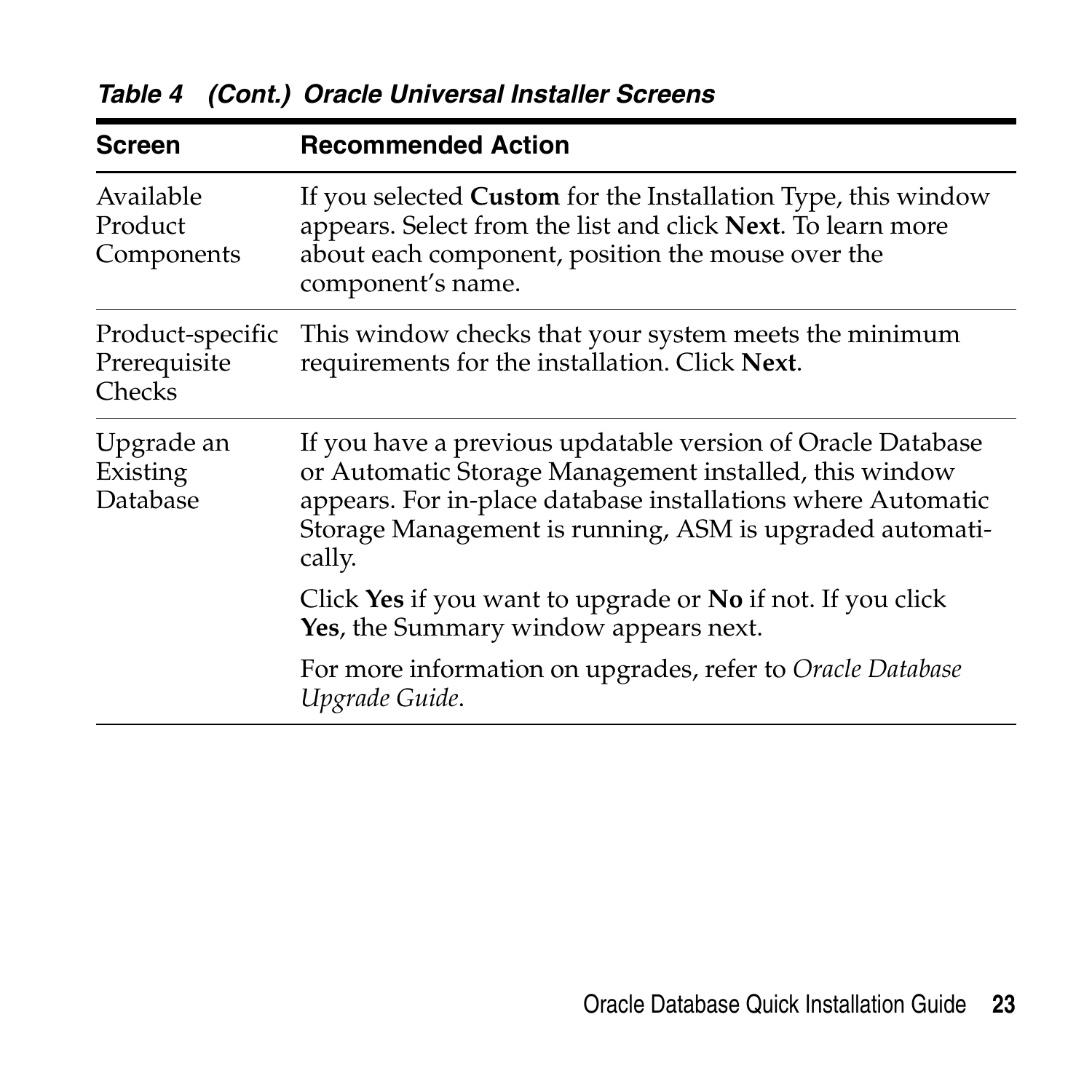*Table 4 (Cont.) Oracle Universal Installer Screens*

| Screen | Recommended Action |
|---|---|
| Available Product Components | If you selected **Custom** for the Installation Type, this window appears. Select from the list and click **Next**. To learn more about each component, position the mouse over the component's name. |
| Product-specific Prerequisite Checks | This window checks that your system meets the minimum requirements for the installation. Click **Next**. |
| Upgrade an Existing Database | If you have a previous updatable version of Oracle Database or Automatic Storage Management installed, this window appears. For in-place database installations where Automatic Storage Management is running, ASM is upgraded automatically.<br><br>Click **Yes** if you want to upgrade or **No** if not. If you click **Yes**, the Summary window appears next.<br><br>For more information on upgrades, refer to *Oracle Database Upgrade Guide*. |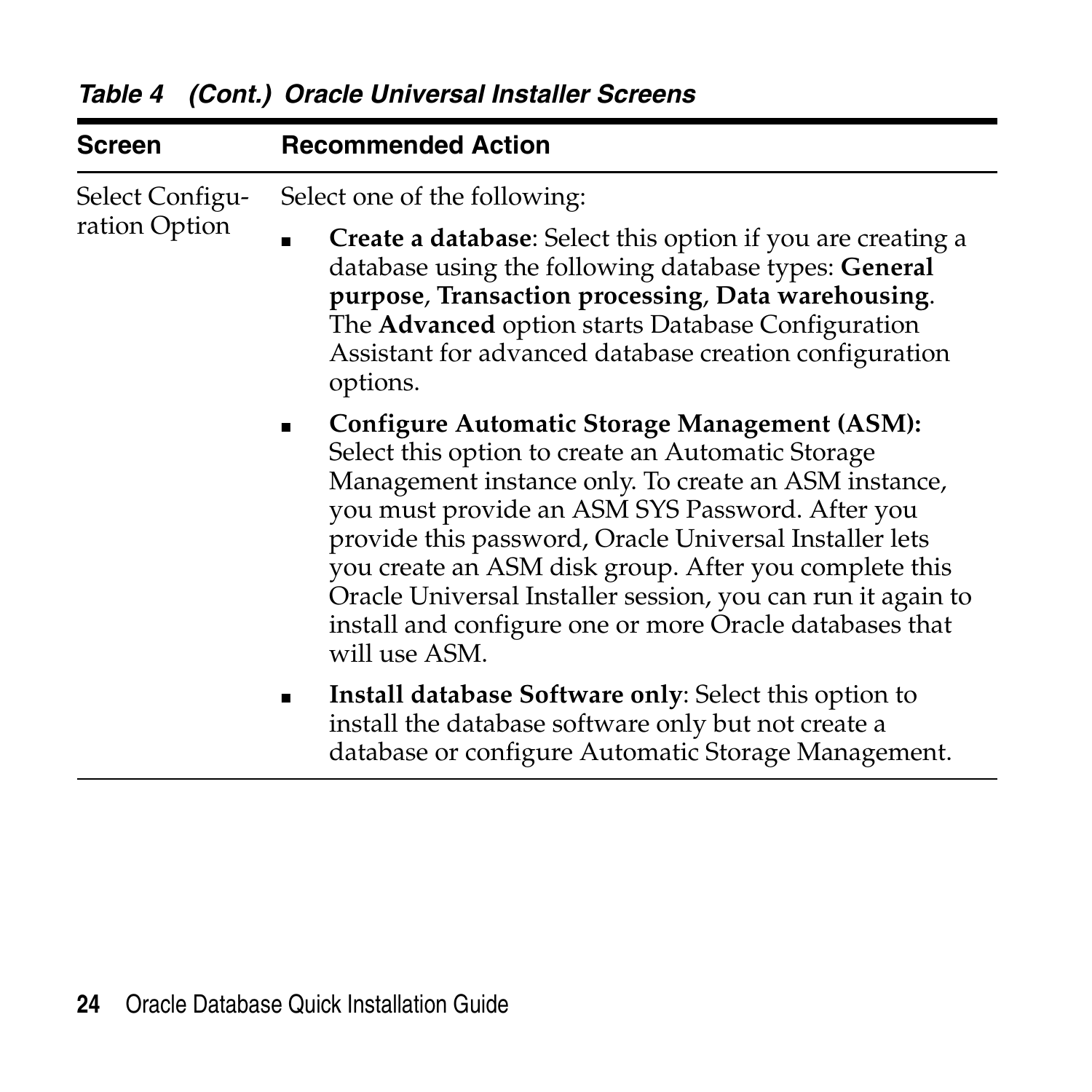*Table 4 (Cont.) Oracle Universal Installer Screens*

| Screen | Recommended Action |
|---|---|
| Select Configuration Option | Select one of the following:<br><br>■ **Create a database**: Select this option if you are creating a database using the following database types: **General purpose**, **Transaction processing**, **Data warehousing**. The **Advanced** option starts Database Configuration Assistant for advanced database creation configuration options.<br><br>■ **Configure Automatic Storage Management (ASM):** Select this option to create an Automatic Storage Management instance only. To create an ASM instance, you must provide an ASM SYS Password. After you provide this password, Oracle Universal Installer lets you create an ASM disk group. After you complete this Oracle Universal Installer session, you can run it again to install and configure one or more Oracle databases that will use ASM.<br><br>■ **Install database Software only**: Select this option to install the database software only but not create a database or configure Automatic Storage Management. |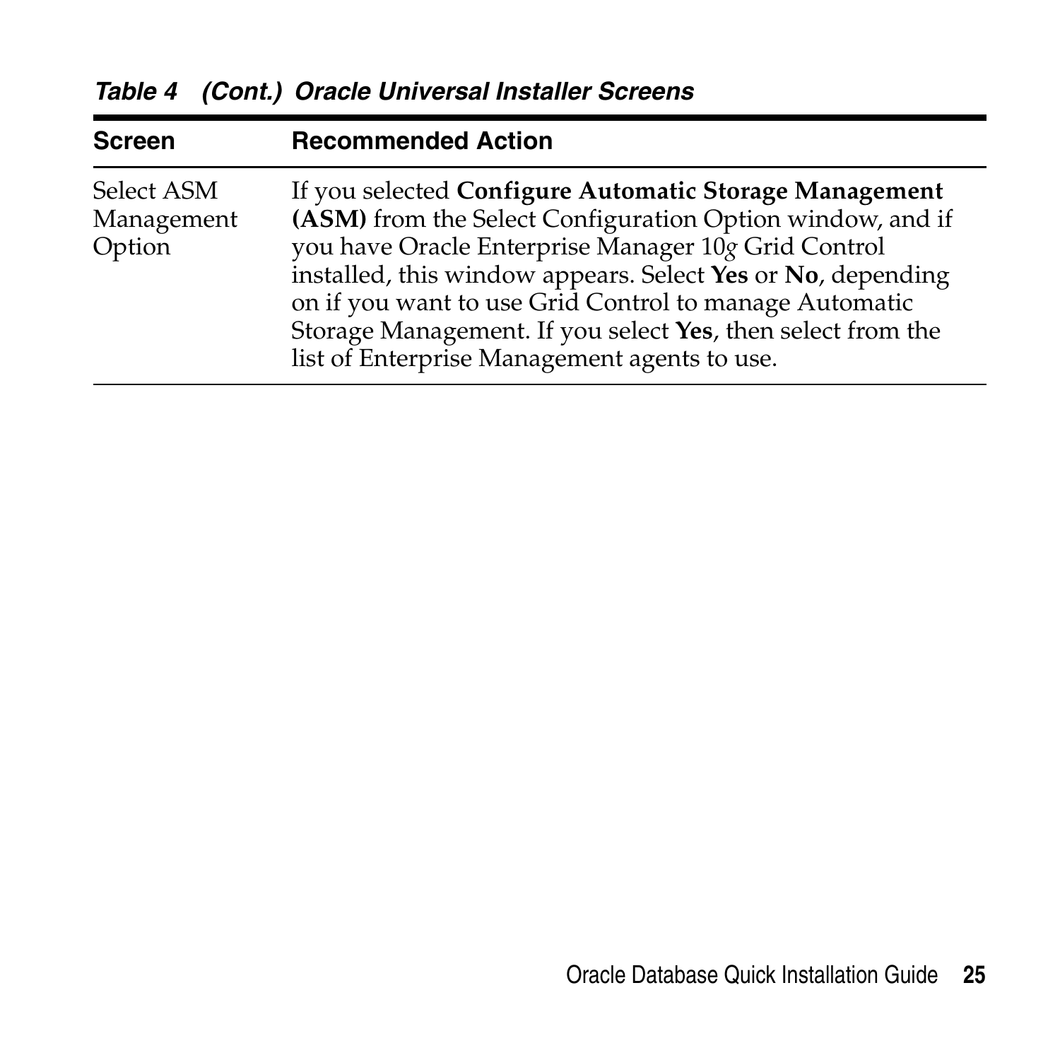*Table 4 (Cont.) Oracle Universal Installer Screens*

| Screen | Recommended Action |
|---|---|
| Select ASM Management Option | If you selected **Configure Automatic Storage Management (ASM)** from the Select Configuration Option window, and if you have Oracle Enterprise Manager 10*g* Grid Control installed, this window appears. Select **Yes** or **No**, depending on if you want to use Grid Control to manage Automatic Storage Management. If you select **Yes**, then select from the list of Enterprise Management agents to use. |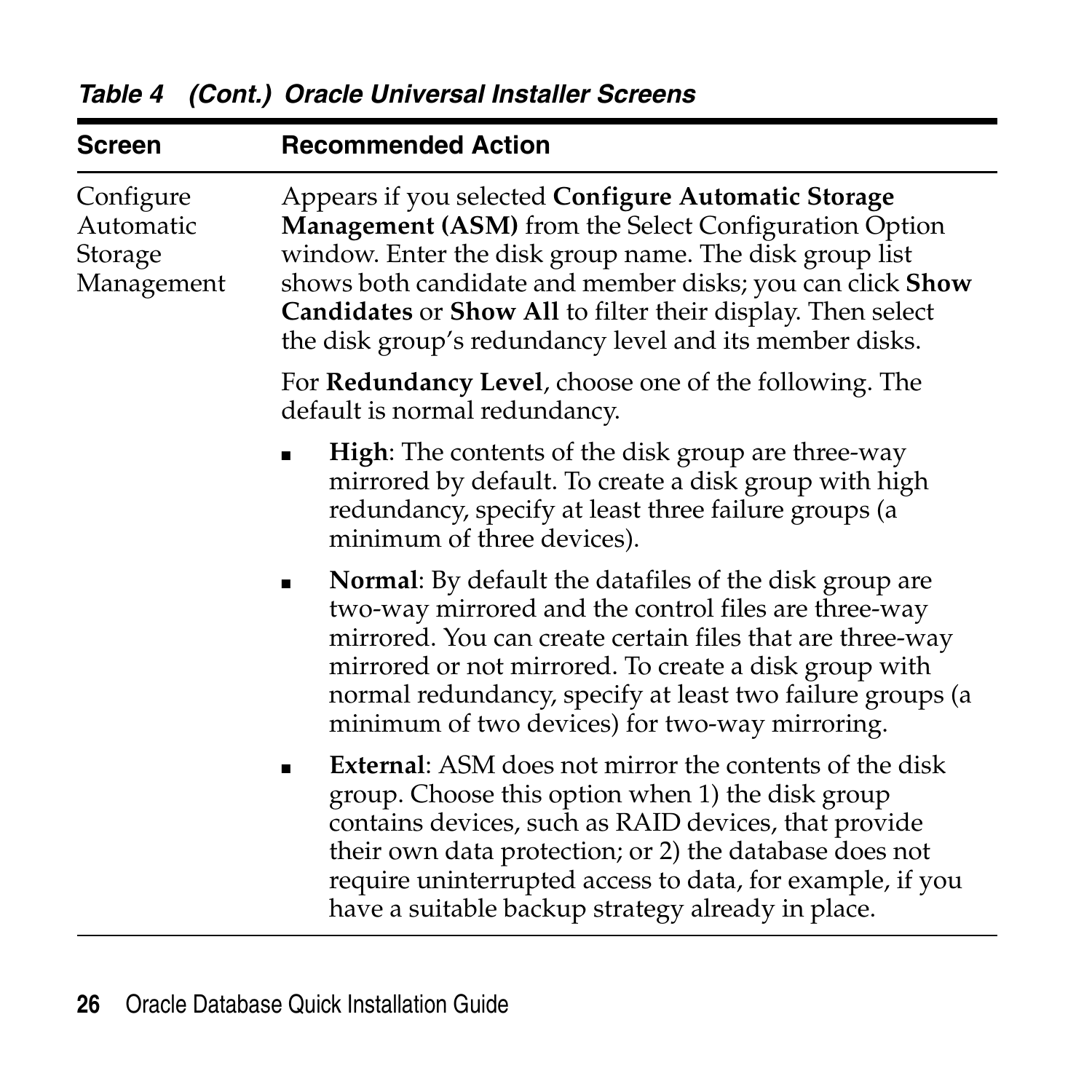*Table 4 (Cont.) Oracle Universal Installer Screens*

| Screen | Recommended Action |
|---|---|
| Configure Automatic Storage Management | Appears if you selected **Configure Automatic Storage Management (ASM)** from the Select Configuration Option window. Enter the disk group name. The disk group list shows both candidate and member disks; you can click **Show Candidates** or **Show All** to filter their display. Then select the disk group's redundancy level and its member disks.<br><br>For **Redundancy Level**, choose one of the following. The default is normal redundancy.<br><br>■ **High**: The contents of the disk group are three-way mirrored by default. To create a disk group with high redundancy, specify at least three failure groups (a minimum of three devices).<br><br>■ **Normal**: By default the datafiles of the disk group are two-way mirrored and the control files are three-way mirrored. You can create certain files that are three-way mirrored or not mirrored. To create a disk group with normal redundancy, specify at least two failure groups (a minimum of two devices) for two-way mirroring.<br><br>■ **External**: ASM does not mirror the contents of the disk group. Choose this option when 1) the disk group contains devices, such as RAID devices, that provide their own data protection; or 2) the database does not require uninterrupted access to data, for example, if you have a suitable backup strategy already in place. |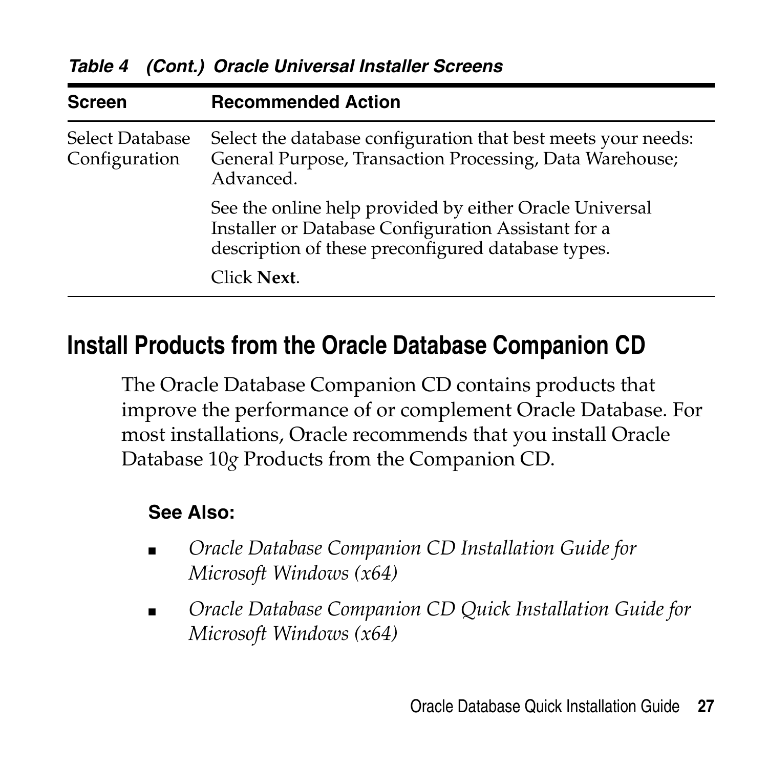*Table 4 (Cont.) Oracle Universal Installer Screens*

| Screen | Recommended Action |
|---|---|
| Select Database Configuration | Select the database configuration that best meets your needs: General Purpose, Transaction Processing, Data Warehouse; Advanced.<br><br>See the online help provided by either Oracle Universal Installer or Database Configuration Assistant for a description of these preconfigured database types.<br><br>Click **Next**. |

## Install Products from the Oracle Database Companion CD

The Oracle Database Companion CD contains products that improve the performance of or complement Oracle Database. For most installations, Oracle recommends that you install Oracle Database 10*g* Products from the Companion CD.

**See Also:**

- *Oracle Database Companion CD Installation Guide for Microsoft Windows (x64)*
- *Oracle Database Companion CD Quick Installation Guide for Microsoft Windows (x64)*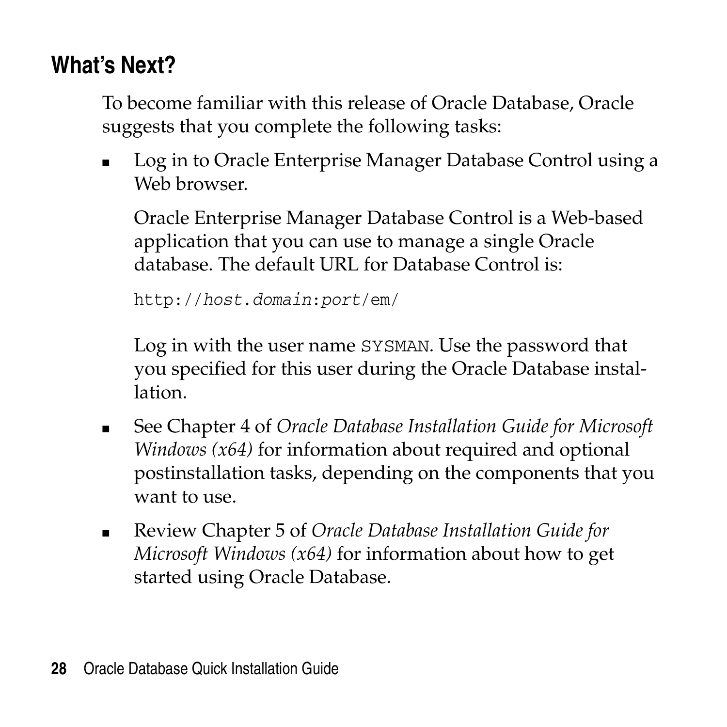## What's Next?

To become familiar with this release of Oracle Database, Oracle suggests that you complete the following tasks:

- Log in to Oracle Enterprise Manager Database Control using a Web browser.

  Oracle Enterprise Manager Database Control is a Web-based application that you can use to manage a single Oracle database. The default URL for Database Control is:

  ```
  http://host.domain:port/em/
  ```

  Log in with the user name `SYSMAN`. Use the password that you specified for this user during the Oracle Database installation.

- See Chapter 4 of *Oracle Database Installation Guide for Microsoft Windows (x64)* for information about required and optional postinstallation tasks, depending on the components that you want to use.

- Review Chapter 5 of *Oracle Database Installation Guide for Microsoft Windows (x64)* for information about how to get started using Oracle Database.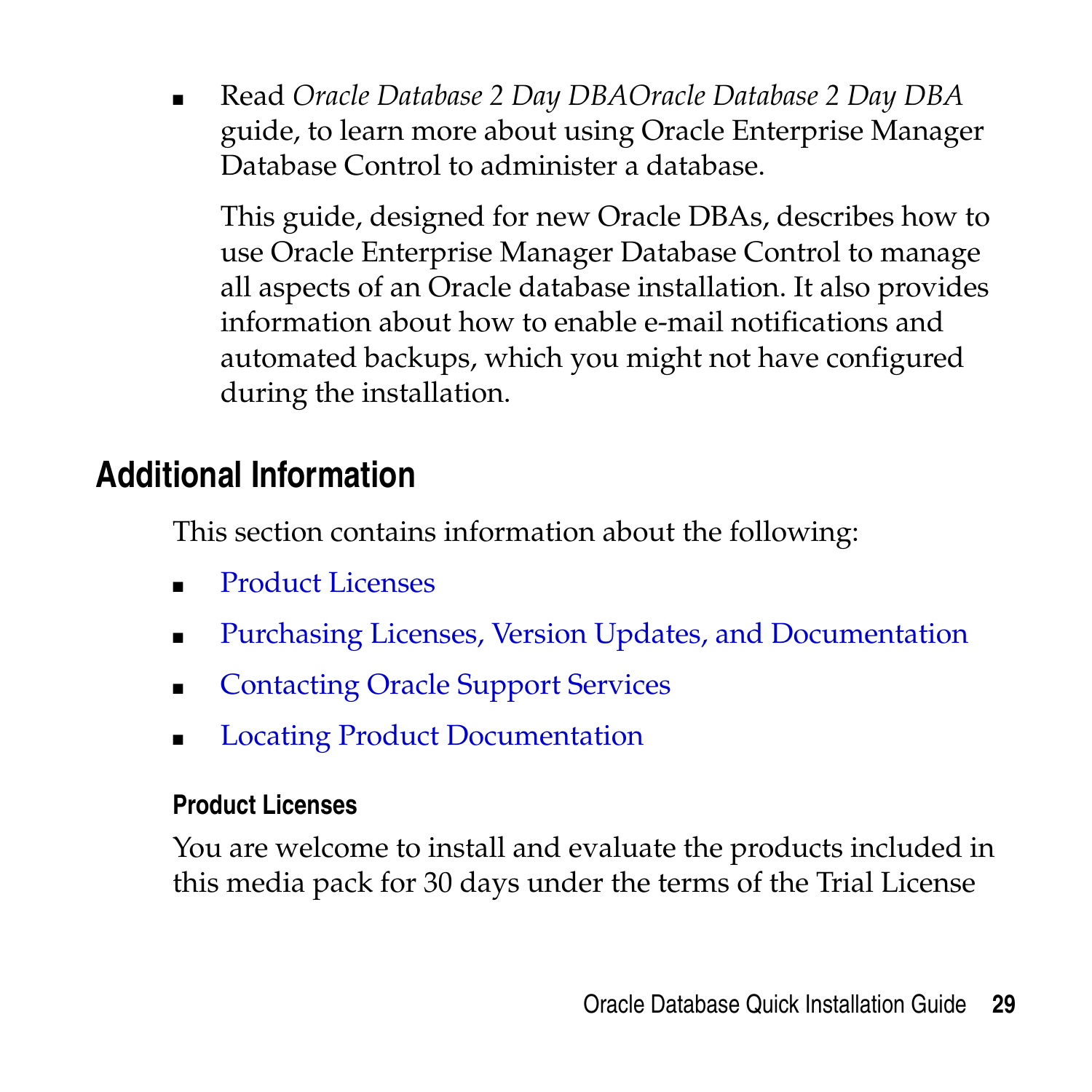- Read *Oracle Database 2 Day DBAOracle Database 2 Day DBA* guide, to learn more about using Oracle Enterprise Manager Database Control to administer a database.

  This guide, designed for new Oracle DBAs, describes how to use Oracle Enterprise Manager Database Control to manage all aspects of an Oracle database installation. It also provides information about how to enable e-mail notifications and automated backups, which you might not have configured during the installation.

## Additional Information

This section contains information about the following:

- Product Licenses
- Purchasing Licenses, Version Updates, and Documentation
- Contacting Oracle Support Services
- Locating Product Documentation

### Product Licenses

You are welcome to install and evaluate the products included in this media pack for 30 days under the terms of the Trial License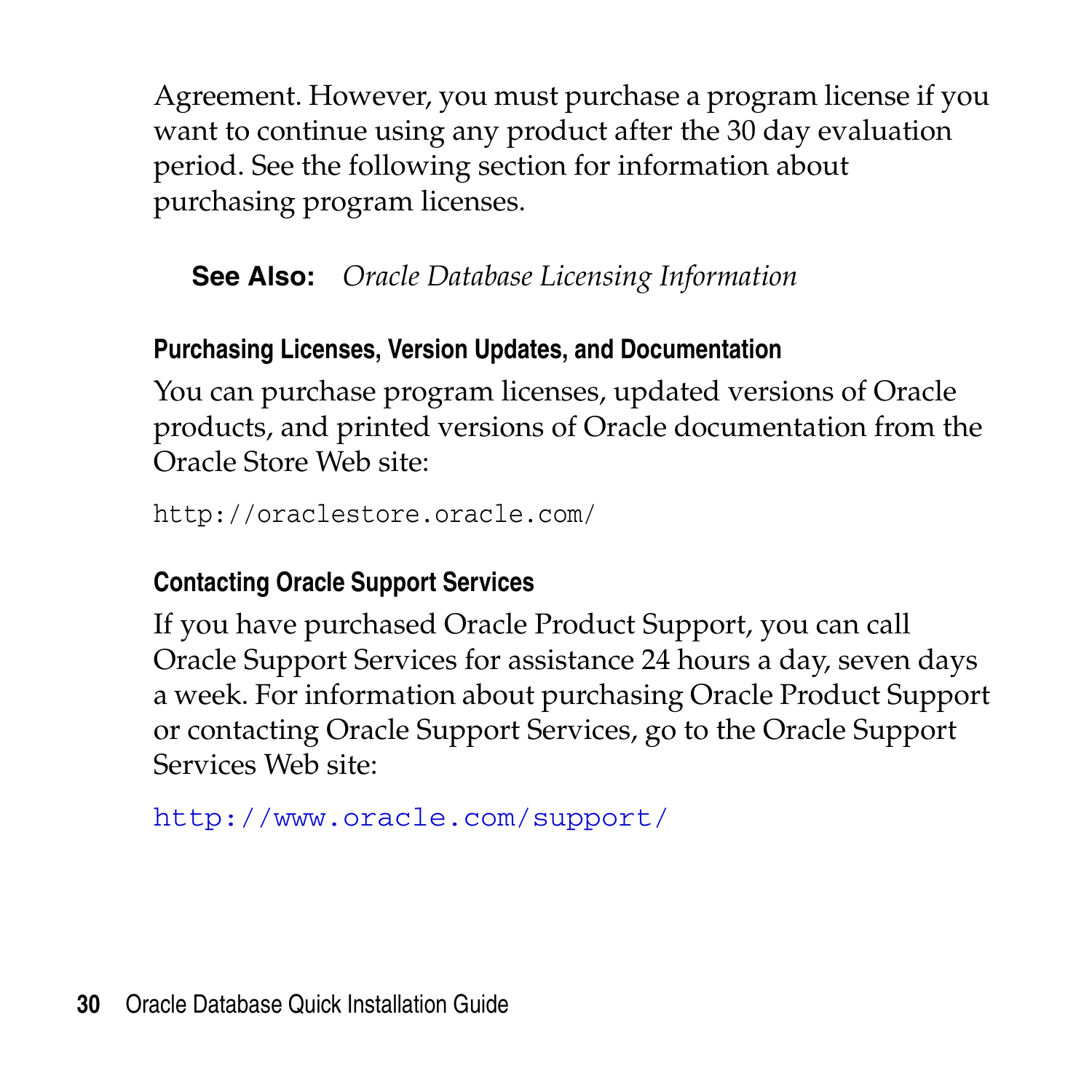Agreement. However, you must purchase a program license if you want to continue using any product after the 30 day evaluation period. See the following section for information about purchasing program licenses.

**See Also:** *Oracle Database Licensing Information*

### Purchasing Licenses, Version Updates, and Documentation

You can purchase program licenses, updated versions of Oracle products, and printed versions of Oracle documentation from the Oracle Store Web site:

```
http://oraclestore.oracle.com/
```

### Contacting Oracle Support Services

If you have purchased Oracle Product Support, you can call Oracle Support Services for assistance 24 hours a day, seven days a week. For information about purchasing Oracle Product Support or contacting Oracle Support Services, go to the Oracle Support Services Web site:

```
http://www.oracle.com/support/
```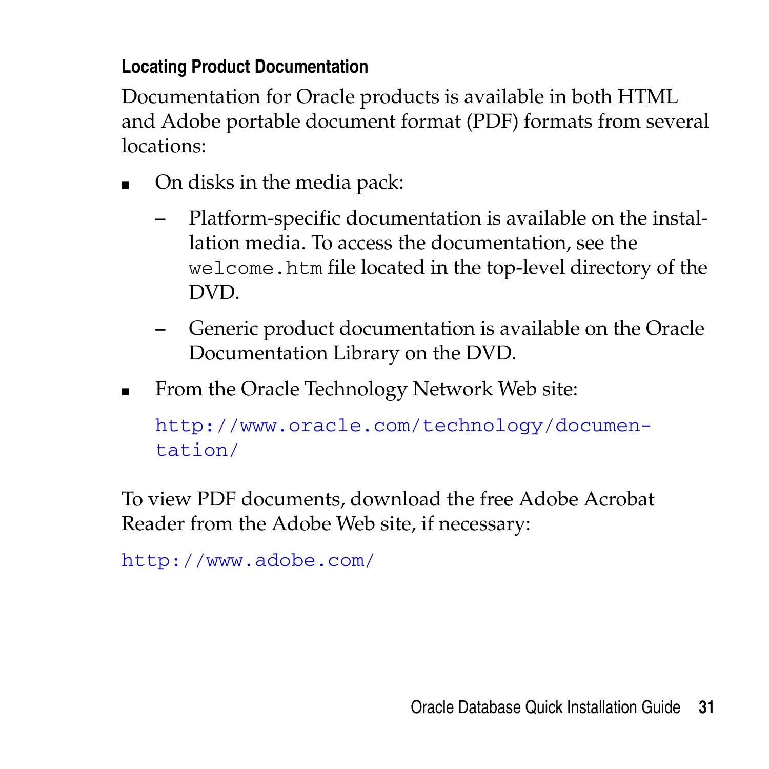### Locating Product Documentation

Documentation for Oracle products is available in both HTML and Adobe portable document format (PDF) formats from several locations:

- On disks in the media pack:
  - Platform-specific documentation is available on the installation media. To access the documentation, see the `welcome.htm` file located in the top-level directory of the DVD.
  - Generic product documentation is available on the Oracle Documentation Library on the DVD.
- From the Oracle Technology Network Web site:

  http://www.oracle.com/technology/documentation/

To view PDF documents, download the free Adobe Acrobat Reader from the Adobe Web site, if necessary:

http://www.adobe.com/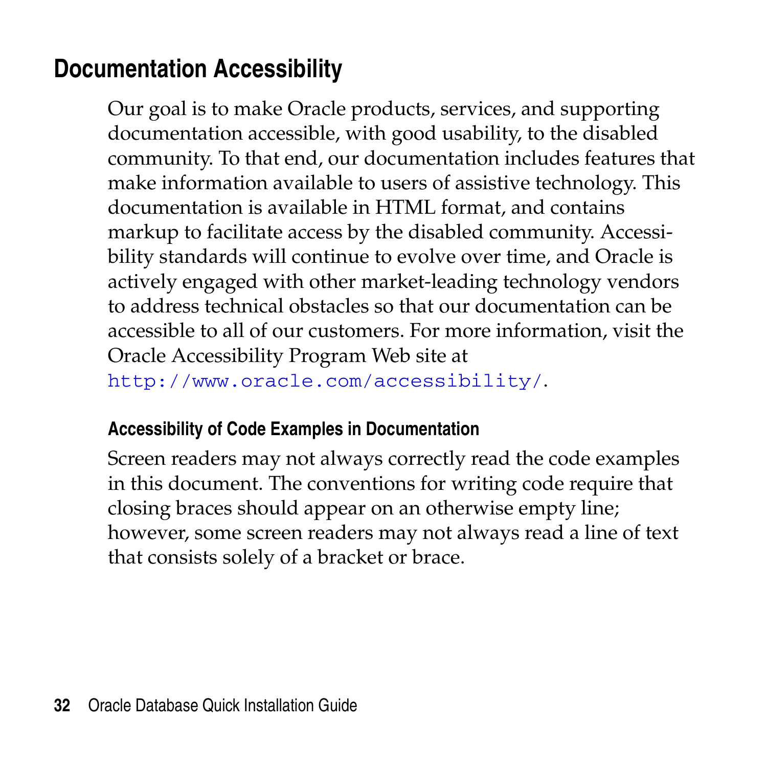## Documentation Accessibility

Our goal is to make Oracle products, services, and supporting documentation accessible, with good usability, to the disabled community. To that end, our documentation includes features that make information available to users of assistive technology. This documentation is available in HTML format, and contains markup to facilitate access by the disabled community. Accessibility standards will continue to evolve over time, and Oracle is actively engaged with other market-leading technology vendors to address technical obstacles so that our documentation can be accessible to all of our customers. For more information, visit the Oracle Accessibility Program Web site at `http://www.oracle.com/accessibility/`.

### Accessibility of Code Examples in Documentation

Screen readers may not always correctly read the code examples in this document. The conventions for writing code require that closing braces should appear on an otherwise empty line; however, some screen readers may not always read a line of text that consists solely of a bracket or brace.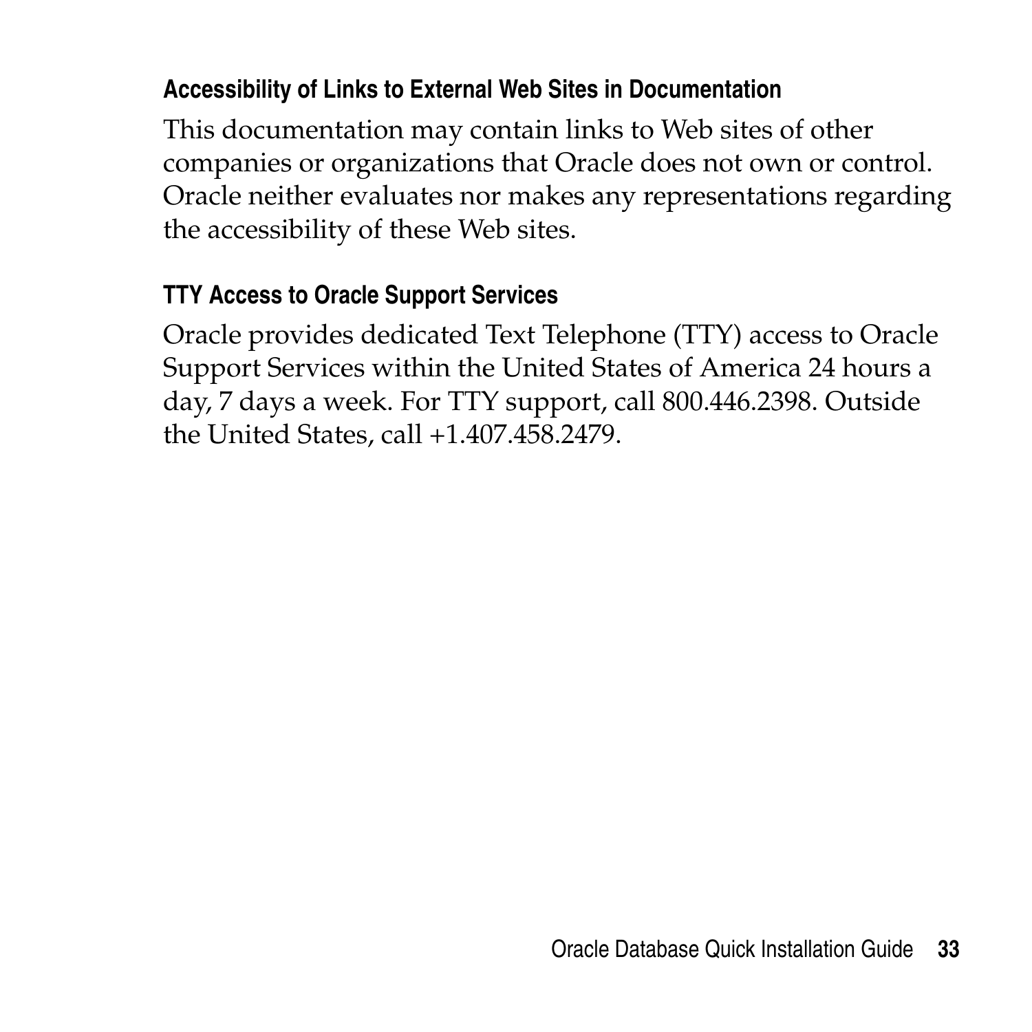### Accessibility of Links to External Web Sites in Documentation

This documentation may contain links to Web sites of other companies or organizations that Oracle does not own or control. Oracle neither evaluates nor makes any representations regarding the accessibility of these Web sites.

### TTY Access to Oracle Support Services

Oracle provides dedicated Text Telephone (TTY) access to Oracle Support Services within the United States of America 24 hours a day, 7 days a week. For TTY support, call 800.446.2398. Outside the United States, call +1.407.458.2479.